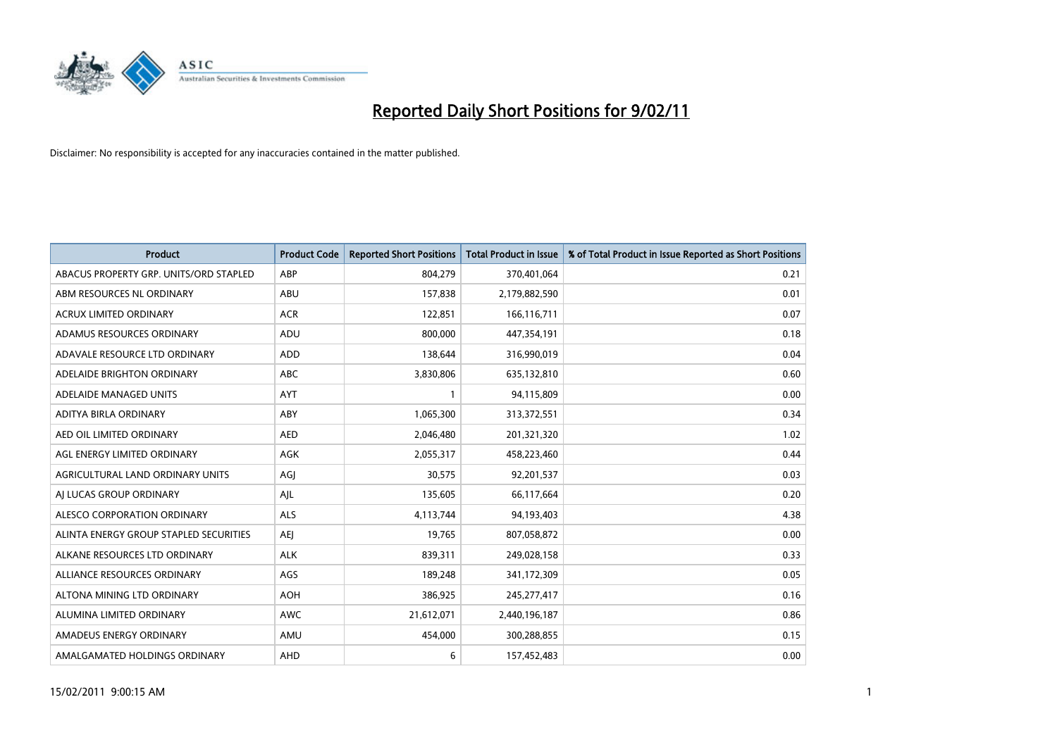# Reported Daily Short Positions for 9/02/11

Disclaimer: No responsibility is accepted for any inaccuracies contained in the matter published.

| Product | Product Code | Reported Short Positions | Total Product in Issue | % of Total Product in Issue Reported as Short Positions |
|---|---|---|---|---|
| ABACUS PROPERTY GRP. UNITS/ORD STAPLED | ABP | 804,279 | 370,401,064 | 0.21 |
| ABM RESOURCES NL ORDINARY | ABU | 157,838 | 2,179,882,590 | 0.01 |
| ACRUX LIMITED ORDINARY | ACR | 122,851 | 166,116,711 | 0.07 |
| ADAMUS RESOURCES ORDINARY | ADU | 800,000 | 447,354,191 | 0.18 |
| ADAVALE RESOURCE LTD ORDINARY | ADD | 138,644 | 316,990,019 | 0.04 |
| ADELAIDE BRIGHTON ORDINARY | ABC | 3,830,806 | 635,132,810 | 0.60 |
| ADELAIDE MANAGED UNITS | AYT | 1 | 94,115,809 | 0.00 |
| ADITYA BIRLA ORDINARY | ABY | 1,065,300 | 313,372,551 | 0.34 |
| AED OIL LIMITED ORDINARY | AED | 2,046,480 | 201,321,320 | 1.02 |
| AGL ENERGY LIMITED ORDINARY | AGK | 2,055,317 | 458,223,460 | 0.44 |
| AGRICULTURAL LAND ORDINARY UNITS | AGJ | 30,575 | 92,201,537 | 0.03 |
| AJ LUCAS GROUP ORDINARY | AJL | 135,605 | 66,117,664 | 0.20 |
| ALESCO CORPORATION ORDINARY | ALS | 4,113,744 | 94,193,403 | 4.38 |
| ALINTA ENERGY GROUP STAPLED SECURITIES | AEJ | 19,765 | 807,058,872 | 0.00 |
| ALKANE RESOURCES LTD ORDINARY | ALK | 839,311 | 249,028,158 | 0.33 |
| ALLIANCE RESOURCES ORDINARY | AGS | 189,248 | 341,172,309 | 0.05 |
| ALTONA MINING LTD ORDINARY | AOH | 386,925 | 245,277,417 | 0.16 |
| ALUMINA LIMITED ORDINARY | AWC | 21,612,071 | 2,440,196,187 | 0.86 |
| AMADEUS ENERGY ORDINARY | AMU | 454,000 | 300,288,855 | 0.15 |
| AMALGAMATED HOLDINGS ORDINARY | AHD | 6 | 157,452,483 | 0.00 |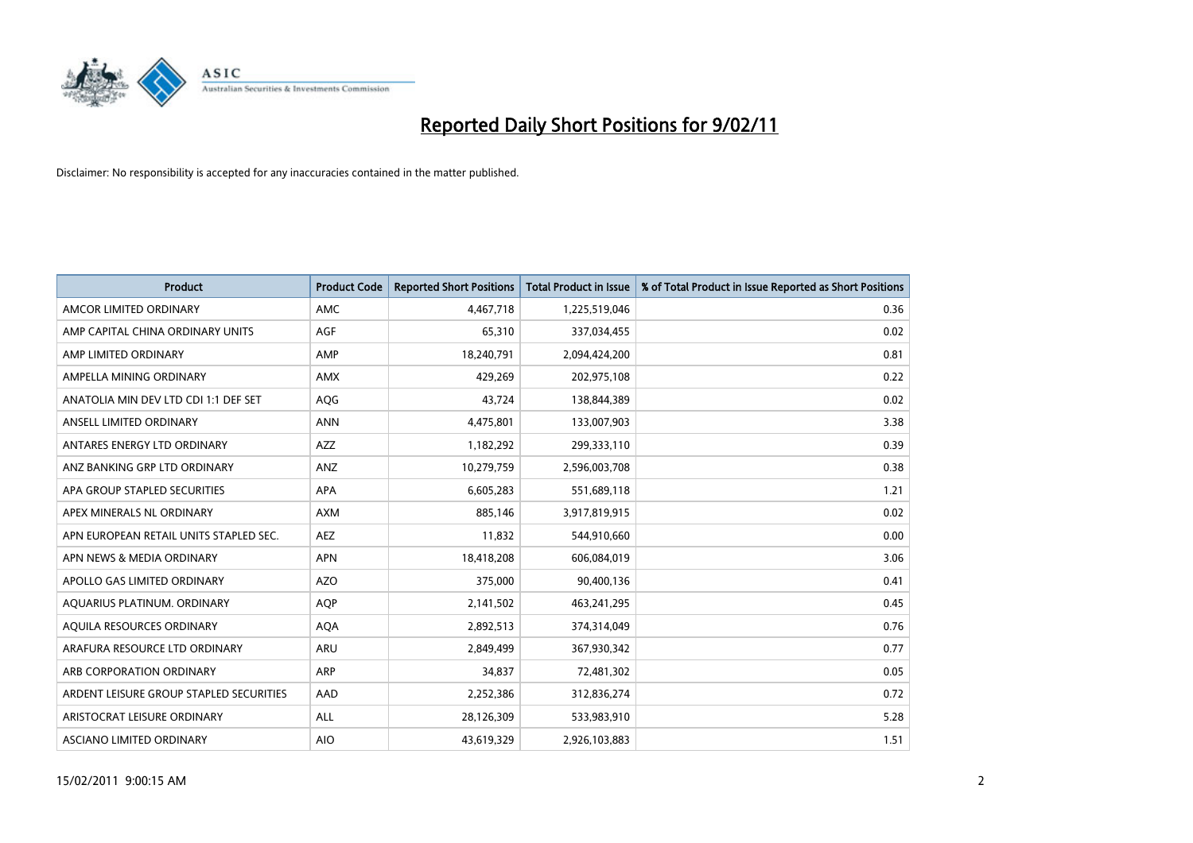# Reported Daily Short Positions for 9/02/11

Disclaimer: No responsibility is accepted for any inaccuracies contained in the matter published.

| Product | Product Code | Reported Short Positions | Total Product in Issue | % of Total Product in Issue Reported as Short Positions |
|---|---|---|---|---|
| AMCOR LIMITED ORDINARY | AMC | 4,467,718 | 1,225,519,046 | 0.36 |
| AMP CAPITAL CHINA ORDINARY UNITS | AGF | 65,310 | 337,034,455 | 0.02 |
| AMP LIMITED ORDINARY | AMP | 18,240,791 | 2,094,424,200 | 0.81 |
| AMPELLA MINING ORDINARY | AMX | 429,269 | 202,975,108 | 0.22 |
| ANATOLIA MIN DEV LTD CDI 1:1 DEF SET | AQG | 43,724 | 138,844,389 | 0.02 |
| ANSELL LIMITED ORDINARY | ANN | 4,475,801 | 133,007,903 | 3.38 |
| ANTARES ENERGY LTD ORDINARY | AZZ | 1,182,292 | 299,333,110 | 0.39 |
| ANZ BANKING GRP LTD ORDINARY | ANZ | 10,279,759 | 2,596,003,708 | 0.38 |
| APA GROUP STAPLED SECURITIES | APA | 6,605,283 | 551,689,118 | 1.21 |
| APEX MINERALS NL ORDINARY | AXM | 885,146 | 3,917,819,915 | 0.02 |
| APN EUROPEAN RETAIL UNITS STAPLED SEC. | AEZ | 11,832 | 544,910,660 | 0.00 |
| APN NEWS & MEDIA ORDINARY | APN | 18,418,208 | 606,084,019 | 3.06 |
| APOLLO GAS LIMITED ORDINARY | AZO | 375,000 | 90,400,136 | 0.41 |
| AQUARIUS PLATINUM. ORDINARY | AQP | 2,141,502 | 463,241,295 | 0.45 |
| AQUILA RESOURCES ORDINARY | AQA | 2,892,513 | 374,314,049 | 0.76 |
| ARAFURA RESOURCE LTD ORDINARY | ARU | 2,849,499 | 367,930,342 | 0.77 |
| ARB CORPORATION ORDINARY | ARP | 34,837 | 72,481,302 | 0.05 |
| ARDENT LEISURE GROUP STAPLED SECURITIES | AAD | 2,252,386 | 312,836,274 | 0.72 |
| ARISTOCRAT LEISURE ORDINARY | ALL | 28,126,309 | 533,983,910 | 5.28 |
| ASCIANO LIMITED ORDINARY | AIO | 43,619,329 | 2,926,103,883 | 1.51 |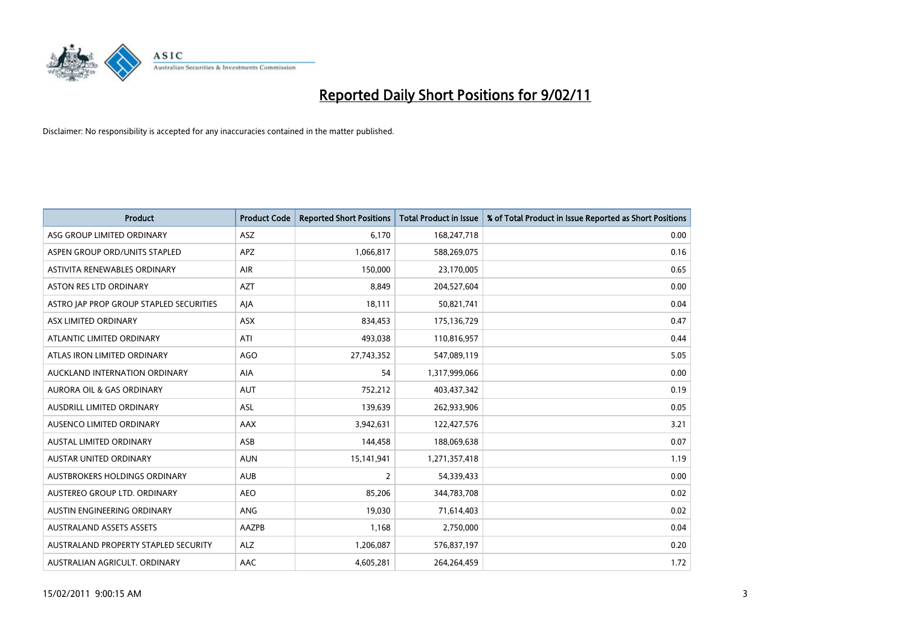# Reported Daily Short Positions for 9/02/11

Disclaimer: No responsibility is accepted for any inaccuracies contained in the matter published.

| Product | Product Code | Reported Short Positions | Total Product in Issue | % of Total Product in Issue Reported as Short Positions |
|---|---|---|---|---|
| ASG GROUP LIMITED ORDINARY | ASZ | 6,170 | 168,247,718 | 0.00 |
| ASPEN GROUP ORD/UNITS STAPLED | APZ | 1,066,817 | 588,269,075 | 0.16 |
| ASTIVITA RENEWABLES ORDINARY | AIR | 150,000 | 23,170,005 | 0.65 |
| ASTON RES LTD ORDINARY | AZT | 8,849 | 204,527,604 | 0.00 |
| ASTRO JAP PROP GROUP STAPLED SECURITIES | AJA | 18,111 | 50,821,741 | 0.04 |
| ASX LIMITED ORDINARY | ASX | 834,453 | 175,136,729 | 0.47 |
| ATLANTIC LIMITED ORDINARY | ATI | 493,038 | 110,816,957 | 0.44 |
| ATLAS IRON LIMITED ORDINARY | AGO | 27,743,352 | 547,089,119 | 5.05 |
| AUCKLAND INTERNATION ORDINARY | AIA | 54 | 1,317,999,066 | 0.00 |
| AURORA OIL & GAS ORDINARY | AUT | 752,212 | 403,437,342 | 0.19 |
| AUSDRILL LIMITED ORDINARY | ASL | 139,639 | 262,933,906 | 0.05 |
| AUSENCO LIMITED ORDINARY | AAX | 3,942,631 | 122,427,576 | 3.21 |
| AUSTAL LIMITED ORDINARY | ASB | 144,458 | 188,069,638 | 0.07 |
| AUSTAR UNITED ORDINARY | AUN | 15,141,941 | 1,271,357,418 | 1.19 |
| AUSTBROKERS HOLDINGS ORDINARY | AUB | 2 | 54,339,433 | 0.00 |
| AUSTEREO GROUP LTD. ORDINARY | AEO | 85,206 | 344,783,708 | 0.02 |
| AUSTIN ENGINEERING ORDINARY | ANG | 19,030 | 71,614,403 | 0.02 |
| AUSTRALAND ASSETS ASSETS | AAZPB | 1,168 | 2,750,000 | 0.04 |
| AUSTRALAND PROPERTY STAPLED SECURITY | ALZ | 1,206,087 | 576,837,197 | 0.20 |
| AUSTRALIAN AGRICULT. ORDINARY | AAC | 4,605,281 | 264,264,459 | 1.72 |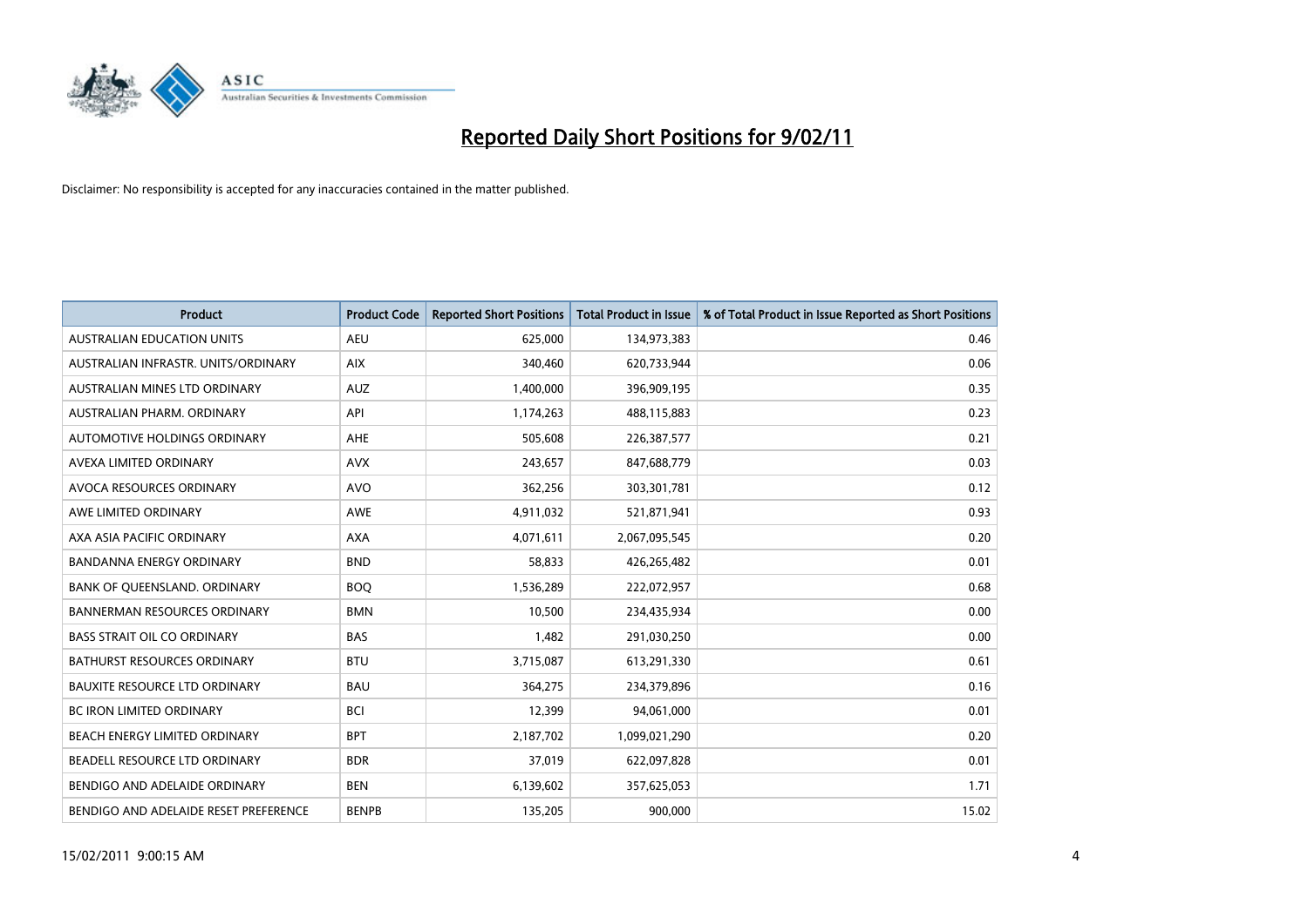# Reported Daily Short Positions for 9/02/11

Disclaimer: No responsibility is accepted for any inaccuracies contained in the matter published.

| Product | Product Code | Reported Short Positions | Total Product in Issue | % of Total Product in Issue Reported as Short Positions |
|---|---|---|---|---|
| AUSTRALIAN EDUCATION UNITS | AEU | 625,000 | 134,973,383 | 0.46 |
| AUSTRALIAN INFRASTR. UNITS/ORDINARY | AIX | 340,460 | 620,733,944 | 0.06 |
| AUSTRALIAN MINES LTD ORDINARY | AUZ | 1,400,000 | 396,909,195 | 0.35 |
| AUSTRALIAN PHARM. ORDINARY | API | 1,174,263 | 488,115,883 | 0.23 |
| AUTOMOTIVE HOLDINGS ORDINARY | AHE | 505,608 | 226,387,577 | 0.21 |
| AVEXA LIMITED ORDINARY | AVX | 243,657 | 847,688,779 | 0.03 |
| AVOCA RESOURCES ORDINARY | AVO | 362,256 | 303,301,781 | 0.12 |
| AWE LIMITED ORDINARY | AWE | 4,911,032 | 521,871,941 | 0.93 |
| AXA ASIA PACIFIC ORDINARY | AXA | 4,071,611 | 2,067,095,545 | 0.20 |
| BANDANNA ENERGY ORDINARY | BND | 58,833 | 426,265,482 | 0.01 |
| BANK OF QUEENSLAND. ORDINARY | BOQ | 1,536,289 | 222,072,957 | 0.68 |
| BANNERMAN RESOURCES ORDINARY | BMN | 10,500 | 234,435,934 | 0.00 |
| BASS STRAIT OIL CO ORDINARY | BAS | 1,482 | 291,030,250 | 0.00 |
| BATHURST RESOURCES ORDINARY | BTU | 3,715,087 | 613,291,330 | 0.61 |
| BAUXITE RESOURCE LTD ORDINARY | BAU | 364,275 | 234,379,896 | 0.16 |
| BC IRON LIMITED ORDINARY | BCI | 12,399 | 94,061,000 | 0.01 |
| BEACH ENERGY LIMITED ORDINARY | BPT | 2,187,702 | 1,099,021,290 | 0.20 |
| BEADELL RESOURCE LTD ORDINARY | BDR | 37,019 | 622,097,828 | 0.01 |
| BENDIGO AND ADELAIDE ORDINARY | BEN | 6,139,602 | 357,625,053 | 1.71 |
| BENDIGO AND ADELAIDE RESET PREFERENCE | BENPB | 135,205 | 900,000 | 15.02 |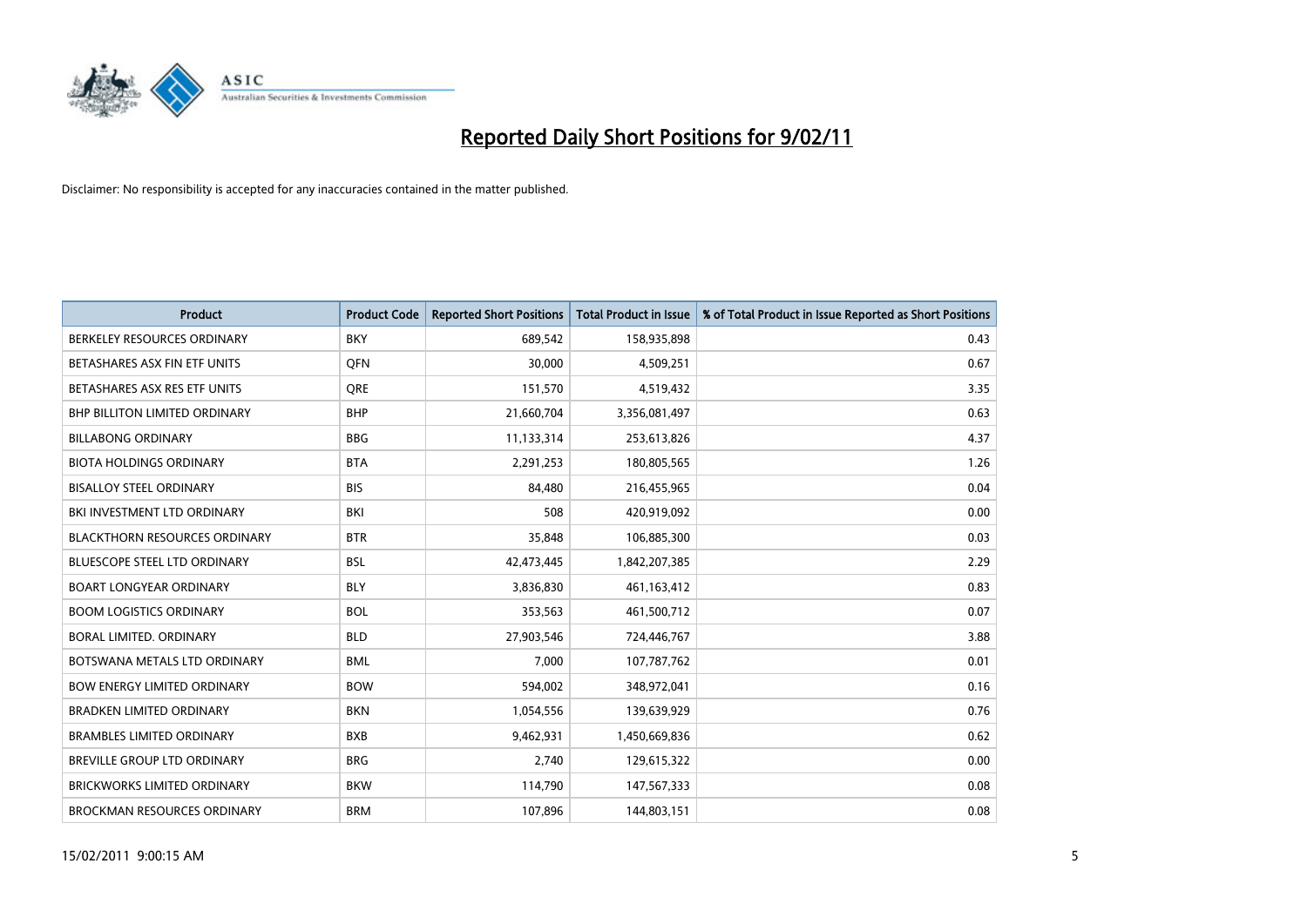# Reported Daily Short Positions for 9/02/11

Disclaimer: No responsibility is accepted for any inaccuracies contained in the matter published.

| Product | Product Code | Reported Short Positions | Total Product in Issue | % of Total Product in Issue Reported as Short Positions |
|---|---|---|---|---|
| BERKELEY RESOURCES ORDINARY | BKY | 689,542 | 158,935,898 | 0.43 |
| BETASHARES ASX FIN ETF UNITS | QFN | 30,000 | 4,509,251 | 0.67 |
| BETASHARES ASX RES ETF UNITS | QRE | 151,570 | 4,519,432 | 3.35 |
| BHP BILLITON LIMITED ORDINARY | BHP | 21,660,704 | 3,356,081,497 | 0.63 |
| BILLABONG ORDINARY | BBG | 11,133,314 | 253,613,826 | 4.37 |
| BIOTA HOLDINGS ORDINARY | BTA | 2,291,253 | 180,805,565 | 1.26 |
| BISALLOY STEEL ORDINARY | BIS | 84,480 | 216,455,965 | 0.04 |
| BKI INVESTMENT LTD ORDINARY | BKI | 508 | 420,919,092 | 0.00 |
| BLACKTHORN RESOURCES ORDINARY | BTR | 35,848 | 106,885,300 | 0.03 |
| BLUESCOPE STEEL LTD ORDINARY | BSL | 42,473,445 | 1,842,207,385 | 2.29 |
| BOART LONGYEAR ORDINARY | BLY | 3,836,830 | 461,163,412 | 0.83 |
| BOOM LOGISTICS ORDINARY | BOL | 353,563 | 461,500,712 | 0.07 |
| BORAL LIMITED. ORDINARY | BLD | 27,903,546 | 724,446,767 | 3.88 |
| BOTSWANA METALS LTD ORDINARY | BML | 7,000 | 107,787,762 | 0.01 |
| BOW ENERGY LIMITED ORDINARY | BOW | 594,002 | 348,972,041 | 0.16 |
| BRADKEN LIMITED ORDINARY | BKN | 1,054,556 | 139,639,929 | 0.76 |
| BRAMBLES LIMITED ORDINARY | BXB | 9,462,931 | 1,450,669,836 | 0.62 |
| BREVILLE GROUP LTD ORDINARY | BRG | 2,740 | 129,615,322 | 0.00 |
| BRICKWORKS LIMITED ORDINARY | BKW | 114,790 | 147,567,333 | 0.08 |
| BROCKMAN RESOURCES ORDINARY | BRM | 107,896 | 144,803,151 | 0.08 |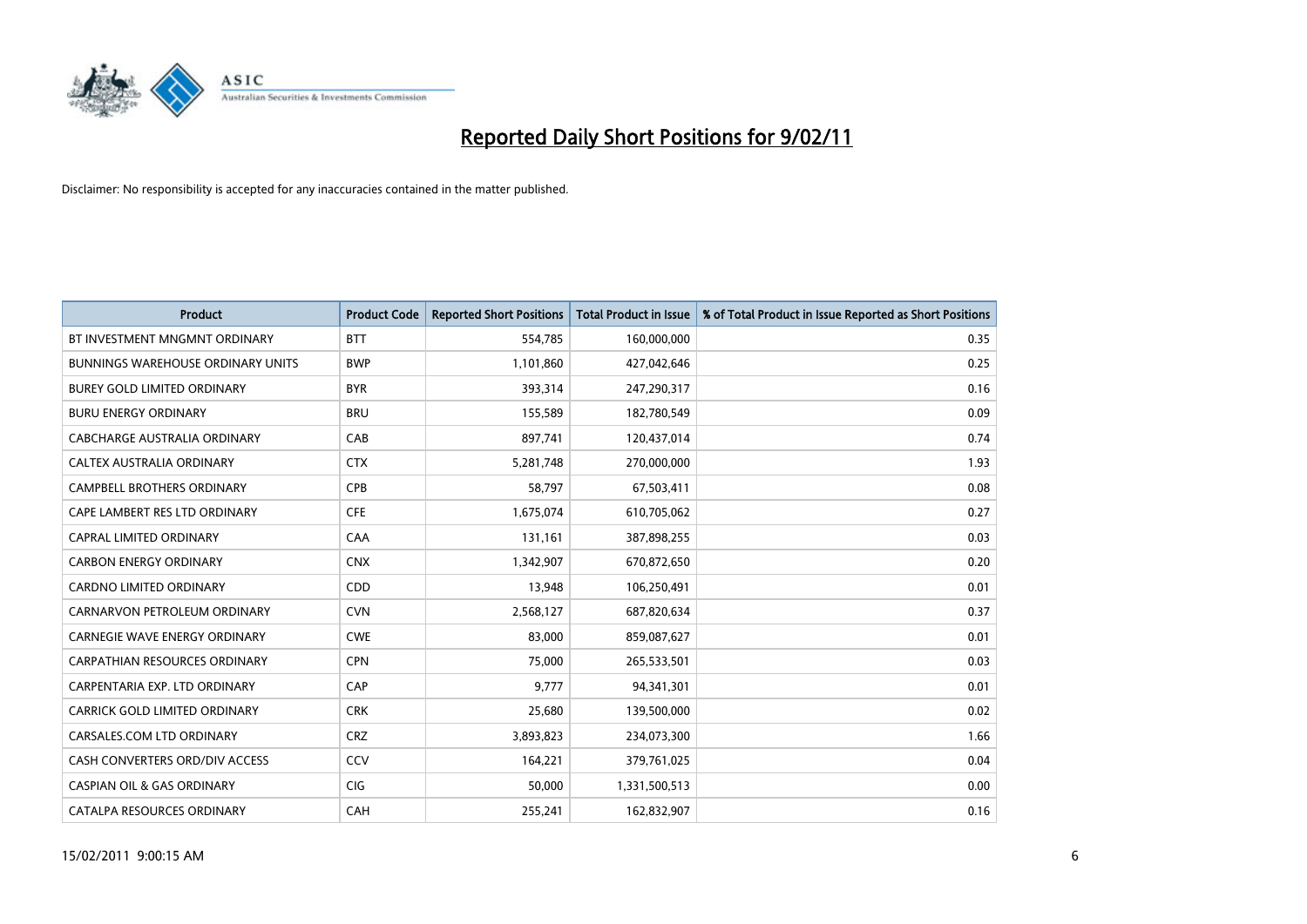# Reported Daily Short Positions for 9/02/11

Disclaimer: No responsibility is accepted for any inaccuracies contained in the matter published.

| Product | Product Code | Reported Short Positions | Total Product in Issue | % of Total Product in Issue Reported as Short Positions |
|---|---|---|---|---|
| BT INVESTMENT MNGMNT ORDINARY | BTT | 554,785 | 160,000,000 | 0.35 |
| BUNNINGS WAREHOUSE ORDINARY UNITS | BWP | 1,101,860 | 427,042,646 | 0.25 |
| BUREY GOLD LIMITED ORDINARY | BYR | 393,314 | 247,290,317 | 0.16 |
| BURU ENERGY ORDINARY | BRU | 155,589 | 182,780,549 | 0.09 |
| CABCHARGE AUSTRALIA ORDINARY | CAB | 897,741 | 120,437,014 | 0.74 |
| CALTEX AUSTRALIA ORDINARY | CTX | 5,281,748 | 270,000,000 | 1.93 |
| CAMPBELL BROTHERS ORDINARY | CPB | 58,797 | 67,503,411 | 0.08 |
| CAPE LAMBERT RES LTD ORDINARY | CFE | 1,675,074 | 610,705,062 | 0.27 |
| CAPRAL LIMITED ORDINARY | CAA | 131,161 | 387,898,255 | 0.03 |
| CARBON ENERGY ORDINARY | CNX | 1,342,907 | 670,872,650 | 0.20 |
| CARDNO LIMITED ORDINARY | CDD | 13,948 | 106,250,491 | 0.01 |
| CARNARVON PETROLEUM ORDINARY | CVN | 2,568,127 | 687,820,634 | 0.37 |
| CARNEGIE WAVE ENERGY ORDINARY | CWE | 83,000 | 859,087,627 | 0.01 |
| CARPATHIAN RESOURCES ORDINARY | CPN | 75,000 | 265,533,501 | 0.03 |
| CARPENTARIA EXP. LTD ORDINARY | CAP | 9,777 | 94,341,301 | 0.01 |
| CARRICK GOLD LIMITED ORDINARY | CRK | 25,680 | 139,500,000 | 0.02 |
| CARSALES.COM LTD ORDINARY | CRZ | 3,893,823 | 234,073,300 | 1.66 |
| CASH CONVERTERS ORD/DIV ACCESS | CCV | 164,221 | 379,761,025 | 0.04 |
| CASPIAN OIL & GAS ORDINARY | CIG | 50,000 | 1,331,500,513 | 0.00 |
| CATALPA RESOURCES ORDINARY | CAH | 255,241 | 162,832,907 | 0.16 |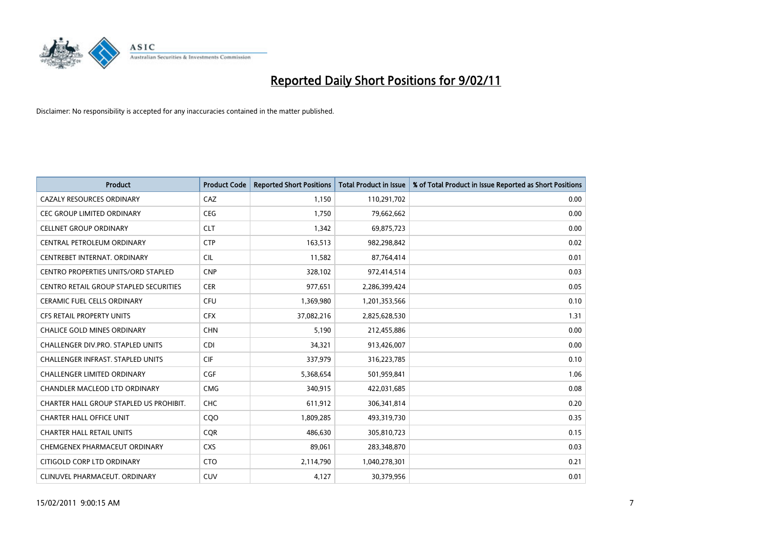# Reported Daily Short Positions for 9/02/11

Disclaimer: No responsibility is accepted for any inaccuracies contained in the matter published.

| Product | Product Code | Reported Short Positions | Total Product in Issue | % of Total Product in Issue Reported as Short Positions |
|---|---|---|---|---|
| CAZALY RESOURCES ORDINARY | CAZ | 1,150 | 110,291,702 | 0.00 |
| CEC GROUP LIMITED ORDINARY | CEG | 1,750 | 79,662,662 | 0.00 |
| CELLNET GROUP ORDINARY | CLT | 1,342 | 69,875,723 | 0.00 |
| CENTRAL PETROLEUM ORDINARY | CTP | 163,513 | 982,298,842 | 0.02 |
| CENTREBET INTERNAT. ORDINARY | CIL | 11,582 | 87,764,414 | 0.01 |
| CENTRO PROPERTIES UNITS/ORD STAPLED | CNP | 328,102 | 972,414,514 | 0.03 |
| CENTRO RETAIL GROUP STAPLED SECURITIES | CER | 977,651 | 2,286,399,424 | 0.05 |
| CERAMIC FUEL CELLS ORDINARY | CFU | 1,369,980 | 1,201,353,566 | 0.10 |
| CFS RETAIL PROPERTY UNITS | CFX | 37,082,216 | 2,825,628,530 | 1.31 |
| CHALICE GOLD MINES ORDINARY | CHN | 5,190 | 212,455,886 | 0.00 |
| CHALLENGER DIV.PRO. STAPLED UNITS | CDI | 34,321 | 913,426,007 | 0.00 |
| CHALLENGER INFRAST. STAPLED UNITS | CIF | 337,979 | 316,223,785 | 0.10 |
| CHALLENGER LIMITED ORDINARY | CGF | 5,368,654 | 501,959,841 | 1.06 |
| CHANDLER MACLEOD LTD ORDINARY | CMG | 340,915 | 422,031,685 | 0.08 |
| CHARTER HALL GROUP STAPLED US PROHIBIT. | CHC | 611,912 | 306,341,814 | 0.20 |
| CHARTER HALL OFFICE UNIT | CQO | 1,809,285 | 493,319,730 | 0.35 |
| CHARTER HALL RETAIL UNITS | CQR | 486,630 | 305,810,723 | 0.15 |
| CHEMGENEX PHARMACEUT ORDINARY | CXS | 89,061 | 283,348,870 | 0.03 |
| CITIGOLD CORP LTD ORDINARY | CTO | 2,114,790 | 1,040,278,301 | 0.21 |
| CLINUVEL PHARMACEUT. ORDINARY | CUV | 4,127 | 30,379,956 | 0.01 |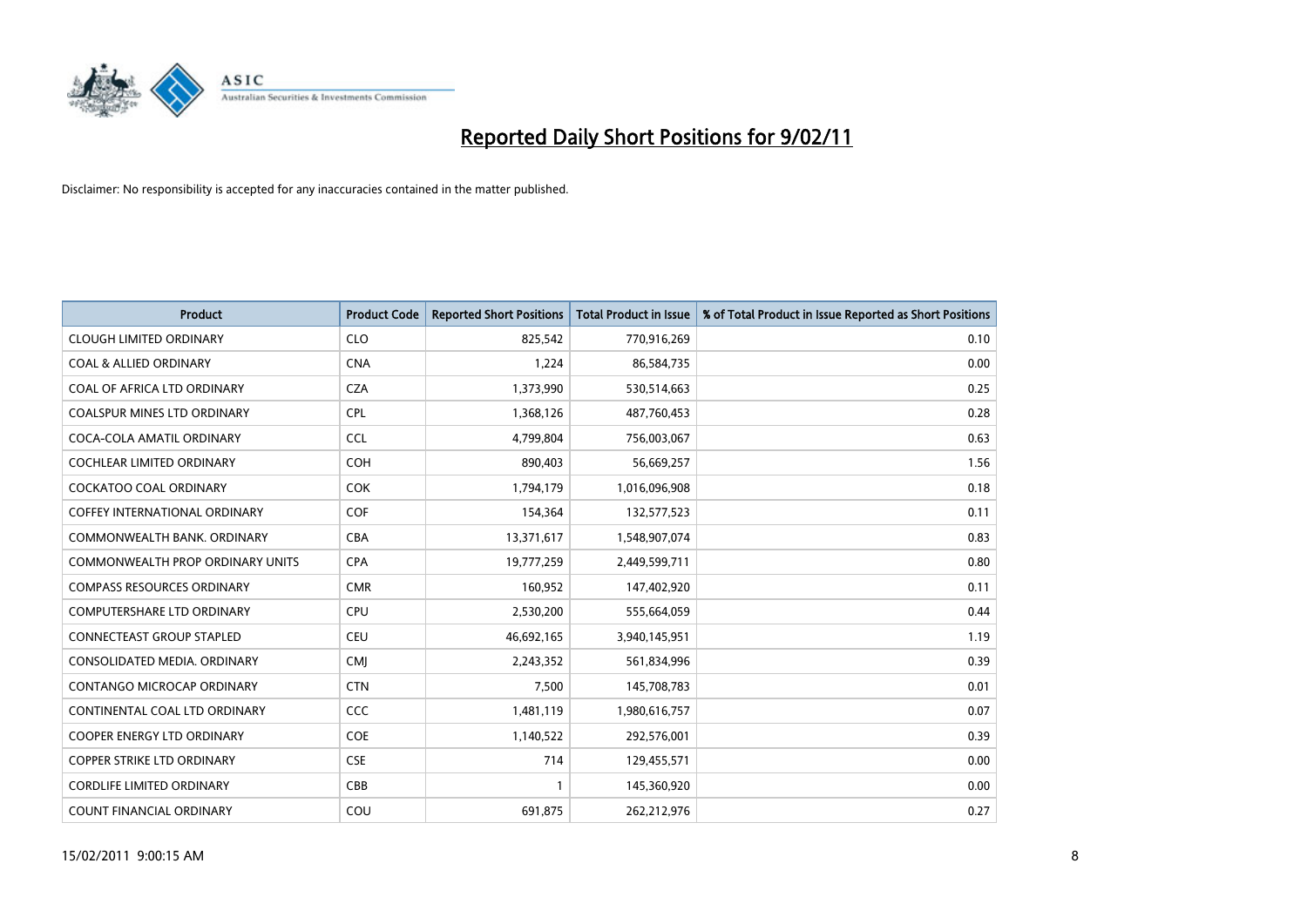# Reported Daily Short Positions for 9/02/11

Disclaimer: No responsibility is accepted for any inaccuracies contained in the matter published.

| Product | Product Code | Reported Short Positions | Total Product in Issue | % of Total Product in Issue Reported as Short Positions |
|---|---|---|---|---|
| CLOUGH LIMITED ORDINARY | CLO | 825,542 | 770,916,269 | 0.10 |
| COAL & ALLIED ORDINARY | CNA | 1,224 | 86,584,735 | 0.00 |
| COAL OF AFRICA LTD ORDINARY | CZA | 1,373,990 | 530,514,663 | 0.25 |
| COALSPUR MINES LTD ORDINARY | CPL | 1,368,126 | 487,760,453 | 0.28 |
| COCA-COLA AMATIL ORDINARY | CCL | 4,799,804 | 756,003,067 | 0.63 |
| COCHLEAR LIMITED ORDINARY | COH | 890,403 | 56,669,257 | 1.56 |
| COCKATOO COAL ORDINARY | COK | 1,794,179 | 1,016,096,908 | 0.18 |
| COFFEY INTERNATIONAL ORDINARY | COF | 154,364 | 132,577,523 | 0.11 |
| COMMONWEALTH BANK. ORDINARY | CBA | 13,371,617 | 1,548,907,074 | 0.83 |
| COMMONWEALTH PROP ORDINARY UNITS | CPA | 19,777,259 | 2,449,599,711 | 0.80 |
| COMPASS RESOURCES ORDINARY | CMR | 160,952 | 147,402,920 | 0.11 |
| COMPUTERSHARE LTD ORDINARY | CPU | 2,530,200 | 555,664,059 | 0.44 |
| CONNECTEAST GROUP STAPLED | CEU | 46,692,165 | 3,940,145,951 | 1.19 |
| CONSOLIDATED MEDIA. ORDINARY | CMJ | 2,243,352 | 561,834,996 | 0.39 |
| CONTANGO MICROCAP ORDINARY | CTN | 7,500 | 145,708,783 | 0.01 |
| CONTINENTAL COAL LTD ORDINARY | CCC | 1,481,119 | 1,980,616,757 | 0.07 |
| COOPER ENERGY LTD ORDINARY | COE | 1,140,522 | 292,576,001 | 0.39 |
| COPPER STRIKE LTD ORDINARY | CSE | 714 | 129,455,571 | 0.00 |
| CORDLIFE LIMITED ORDINARY | CBB | 1 | 145,360,920 | 0.00 |
| COUNT FINANCIAL ORDINARY | COU | 691,875 | 262,212,976 | 0.27 |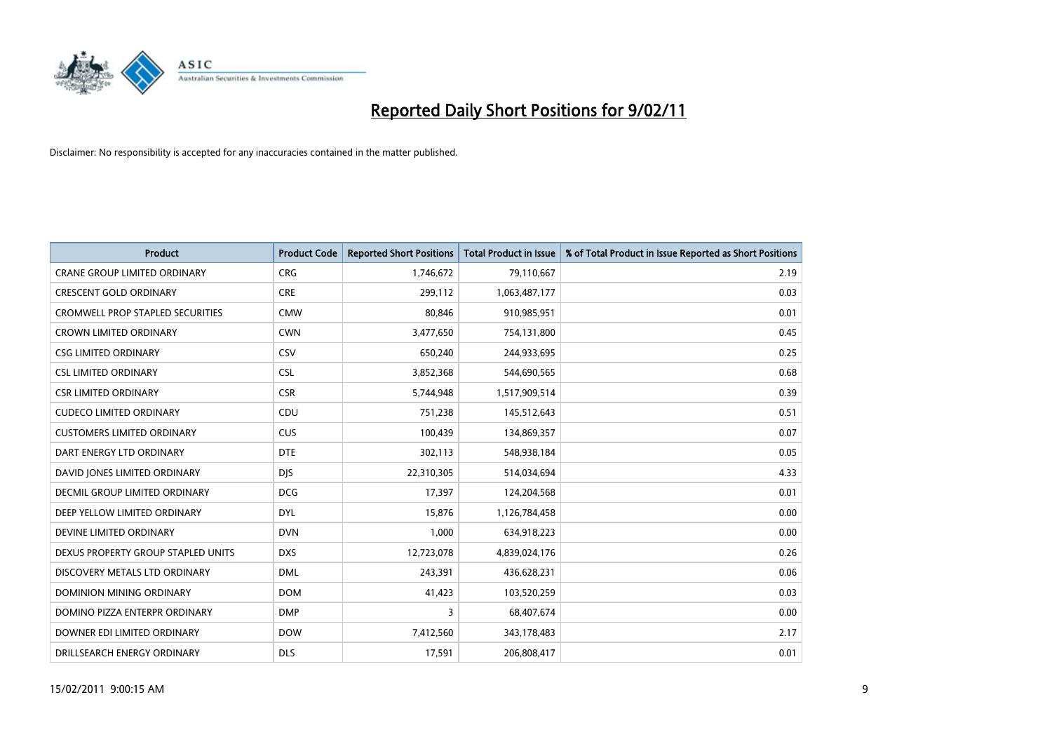# Reported Daily Short Positions for 9/02/11

Disclaimer: No responsibility is accepted for any inaccuracies contained in the matter published.

| Product | Product Code | Reported Short Positions | Total Product in Issue | % of Total Product in Issue Reported as Short Positions |
|---|---|---|---|---|
| CRANE GROUP LIMITED ORDINARY | CRG | 1,746,672 | 79,110,667 | 2.19 |
| CRESCENT GOLD ORDINARY | CRE | 299,112 | 1,063,487,177 | 0.03 |
| CROMWELL PROP STAPLED SECURITIES | CMW | 80,846 | 910,985,951 | 0.01 |
| CROWN LIMITED ORDINARY | CWN | 3,477,650 | 754,131,800 | 0.45 |
| CSG LIMITED ORDINARY | CSV | 650,240 | 244,933,695 | 0.25 |
| CSL LIMITED ORDINARY | CSL | 3,852,368 | 544,690,565 | 0.68 |
| CSR LIMITED ORDINARY | CSR | 5,744,948 | 1,517,909,514 | 0.39 |
| CUDECO LIMITED ORDINARY | CDU | 751,238 | 145,512,643 | 0.51 |
| CUSTOMERS LIMITED ORDINARY | CUS | 100,439 | 134,869,357 | 0.07 |
| DART ENERGY LTD ORDINARY | DTE | 302,113 | 548,938,184 | 0.05 |
| DAVID JONES LIMITED ORDINARY | DJS | 22,310,305 | 514,034,694 | 4.33 |
| DECMIL GROUP LIMITED ORDINARY | DCG | 17,397 | 124,204,568 | 0.01 |
| DEEP YELLOW LIMITED ORDINARY | DYL | 15,876 | 1,126,784,458 | 0.00 |
| DEVINE LIMITED ORDINARY | DVN | 1,000 | 634,918,223 | 0.00 |
| DEXUS PROPERTY GROUP STAPLED UNITS | DXS | 12,723,078 | 4,839,024,176 | 0.26 |
| DISCOVERY METALS LTD ORDINARY | DML | 243,391 | 436,628,231 | 0.06 |
| DOMINION MINING ORDINARY | DOM | 41,423 | 103,520,259 | 0.03 |
| DOMINO PIZZA ENTERPR ORDINARY | DMP | 3 | 68,407,674 | 0.00 |
| DOWNER EDI LIMITED ORDINARY | DOW | 7,412,560 | 343,178,483 | 2.17 |
| DRILLSEARCH ENERGY ORDINARY | DLS | 17,591 | 206,808,417 | 0.01 |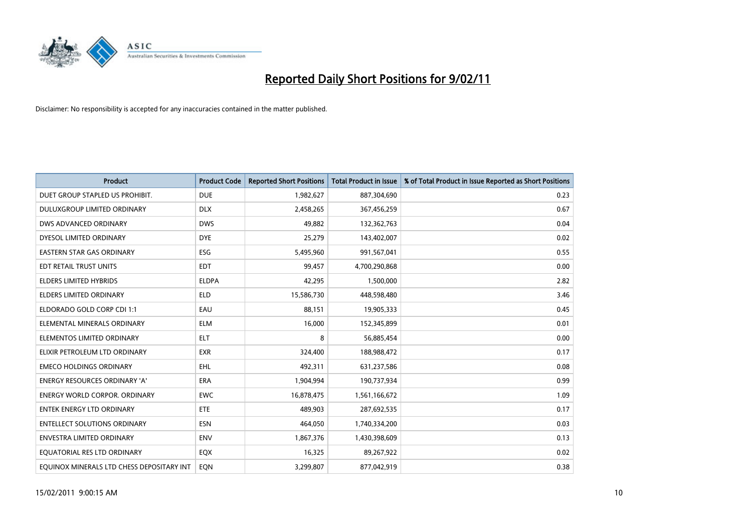# Reported Daily Short Positions for 9/02/11

Disclaimer: No responsibility is accepted for any inaccuracies contained in the matter published.

| Product | Product Code | Reported Short Positions | Total Product in Issue | % of Total Product in Issue Reported as Short Positions |
|---|---|---|---|---|
| DUET GROUP STAPLED US PROHIBIT. | DUE | 1,982,627 | 887,304,690 | 0.23 |
| DULUXGROUP LIMITED ORDINARY | DLX | 2,458,265 | 367,456,259 | 0.67 |
| DWS ADVANCED ORDINARY | DWS | 49,882 | 132,362,763 | 0.04 |
| DYESOL LIMITED ORDINARY | DYE | 25,279 | 143,402,007 | 0.02 |
| EASTERN STAR GAS ORDINARY | ESG | 5,495,960 | 991,567,041 | 0.55 |
| EDT RETAIL TRUST UNITS | EDT | 99,457 | 4,700,290,868 | 0.00 |
| ELDERS LIMITED HYBRIDS | ELDPA | 42,295 | 1,500,000 | 2.82 |
| ELDERS LIMITED ORDINARY | ELD | 15,586,730 | 448,598,480 | 3.46 |
| ELDORADO GOLD CORP CDI 1:1 | EAU | 88,151 | 19,905,333 | 0.45 |
| ELEMENTAL MINERALS ORDINARY | ELM | 16,000 | 152,345,899 | 0.01 |
| ELEMENTOS LIMITED ORDINARY | ELT | 8 | 56,885,454 | 0.00 |
| ELIXIR PETROLEUM LTD ORDINARY | EXR | 324,400 | 188,988,472 | 0.17 |
| EMECO HOLDINGS ORDINARY | EHL | 492,311 | 631,237,586 | 0.08 |
| ENERGY RESOURCES ORDINARY 'A' | ERA | 1,904,994 | 190,737,934 | 0.99 |
| ENERGY WORLD CORPOR. ORDINARY | EWC | 16,878,475 | 1,561,166,672 | 1.09 |
| ENTEK ENERGY LTD ORDINARY | ETE | 489,903 | 287,692,535 | 0.17 |
| ENTELLECT SOLUTIONS ORDINARY | ESN | 464,050 | 1,740,334,200 | 0.03 |
| ENVESTRA LIMITED ORDINARY | ENV | 1,867,376 | 1,430,398,609 | 0.13 |
| EQUATORIAL RES LTD ORDINARY | EQX | 16,325 | 89,267,922 | 0.02 |
| EQUINOX MINERALS LTD CHESS DEPOSITARY INT | EQN | 3,299,807 | 877,042,919 | 0.38 |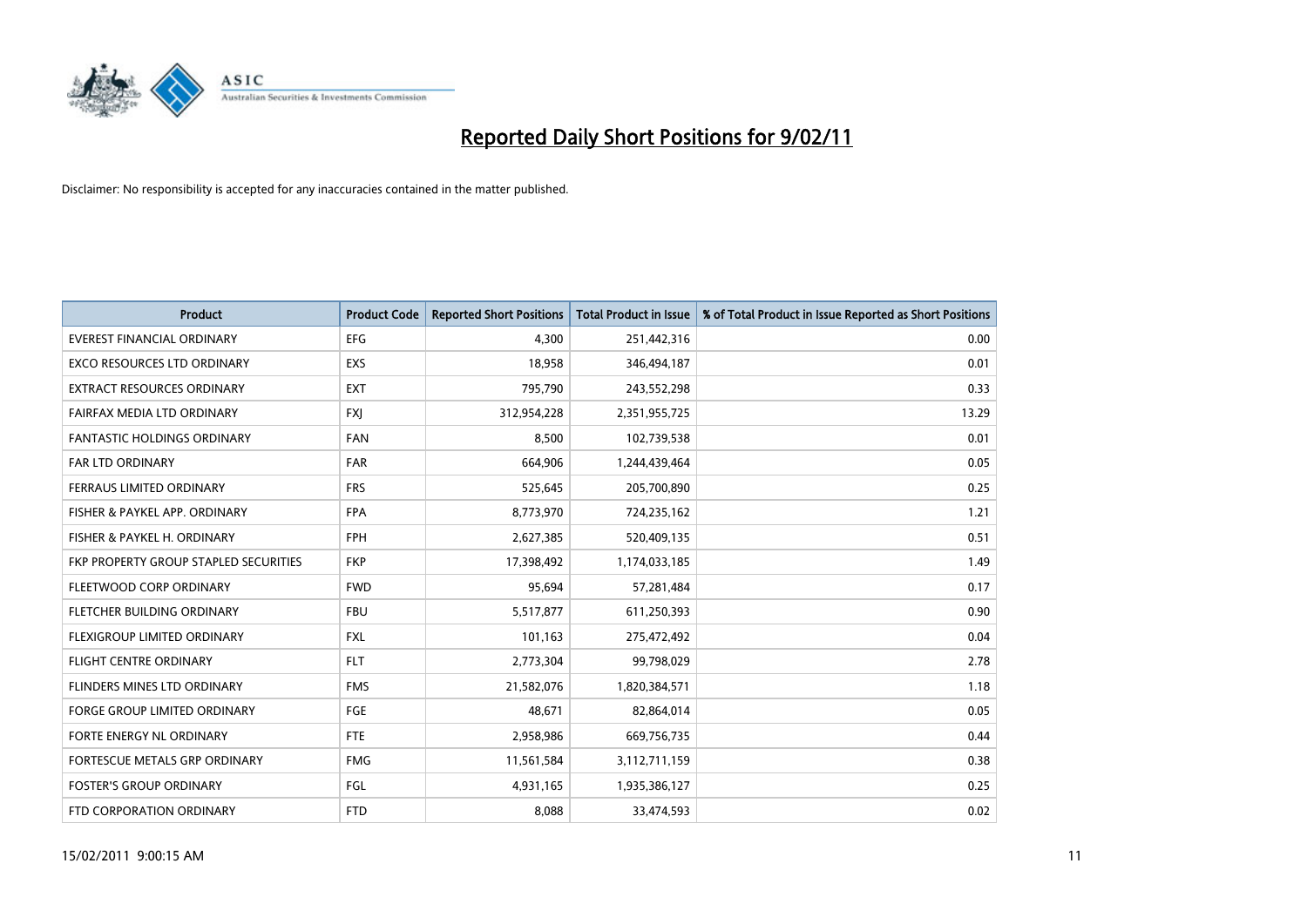# Reported Daily Short Positions for 9/02/11

Disclaimer: No responsibility is accepted for any inaccuracies contained in the matter published.

| Product | Product Code | Reported Short Positions | Total Product in Issue | % of Total Product in Issue Reported as Short Positions |
|---|---|---|---|---|
| EVEREST FINANCIAL ORDINARY | EFG | 4,300 | 251,442,316 | 0.00 |
| EXCO RESOURCES LTD ORDINARY | EXS | 18,958 | 346,494,187 | 0.01 |
| EXTRACT RESOURCES ORDINARY | EXT | 795,790 | 243,552,298 | 0.33 |
| FAIRFAX MEDIA LTD ORDINARY | FXJ | 312,954,228 | 2,351,955,725 | 13.29 |
| FANTASTIC HOLDINGS ORDINARY | FAN | 8,500 | 102,739,538 | 0.01 |
| FAR LTD ORDINARY | FAR | 664,906 | 1,244,439,464 | 0.05 |
| FERRAUS LIMITED ORDINARY | FRS | 525,645 | 205,700,890 | 0.25 |
| FISHER & PAYKEL APP. ORDINARY | FPA | 8,773,970 | 724,235,162 | 1.21 |
| FISHER & PAYKEL H. ORDINARY | FPH | 2,627,385 | 520,409,135 | 0.51 |
| FKP PROPERTY GROUP STAPLED SECURITIES | FKP | 17,398,492 | 1,174,033,185 | 1.49 |
| FLEETWOOD CORP ORDINARY | FWD | 95,694 | 57,281,484 | 0.17 |
| FLETCHER BUILDING ORDINARY | FBU | 5,517,877 | 611,250,393 | 0.90 |
| FLEXIGROUP LIMITED ORDINARY | FXL | 101,163 | 275,472,492 | 0.04 |
| FLIGHT CENTRE ORDINARY | FLT | 2,773,304 | 99,798,029 | 2.78 |
| FLINDERS MINES LTD ORDINARY | FMS | 21,582,076 | 1,820,384,571 | 1.18 |
| FORGE GROUP LIMITED ORDINARY | FGE | 48,671 | 82,864,014 | 0.05 |
| FORTE ENERGY NL ORDINARY | FTE | 2,958,986 | 669,756,735 | 0.44 |
| FORTESCUE METALS GRP ORDINARY | FMG | 11,561,584 | 3,112,711,159 | 0.38 |
| FOSTER'S GROUP ORDINARY | FGL | 4,931,165 | 1,935,386,127 | 0.25 |
| FTD CORPORATION ORDINARY | FTD | 8,088 | 33,474,593 | 0.02 |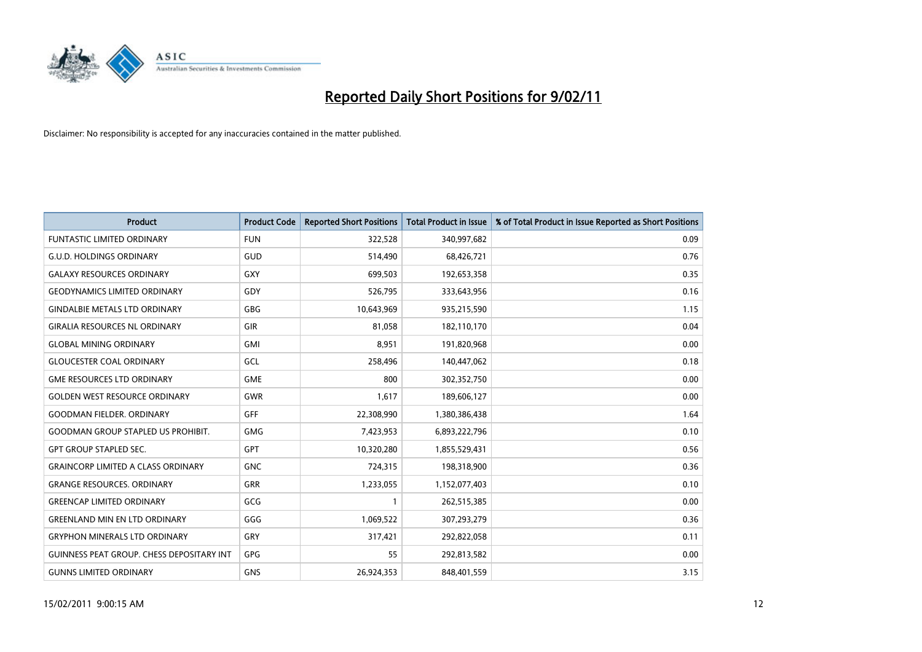# Reported Daily Short Positions for 9/02/11

Disclaimer: No responsibility is accepted for any inaccuracies contained in the matter published.

| Product | Product Code | Reported Short Positions | Total Product in Issue | % of Total Product in Issue Reported as Short Positions |
|---|---|---|---|---|
| FUNTASTIC LIMITED ORDINARY | FUN | 322,528 | 340,997,682 | 0.09 |
| G.U.D. HOLDINGS ORDINARY | GUD | 514,490 | 68,426,721 | 0.76 |
| GALAXY RESOURCES ORDINARY | GXY | 699,503 | 192,653,358 | 0.35 |
| GEODYNAMICS LIMITED ORDINARY | GDY | 526,795 | 333,643,956 | 0.16 |
| GINDALBIE METALS LTD ORDINARY | GBG | 10,643,969 | 935,215,590 | 1.15 |
| GIRALIA RESOURCES NL ORDINARY | GIR | 81,058 | 182,110,170 | 0.04 |
| GLOBAL MINING ORDINARY | GMI | 8,951 | 191,820,968 | 0.00 |
| GLOUCESTER COAL ORDINARY | GCL | 258,496 | 140,447,062 | 0.18 |
| GME RESOURCES LTD ORDINARY | GME | 800 | 302,352,750 | 0.00 |
| GOLDEN WEST RESOURCE ORDINARY | GWR | 1,617 | 189,606,127 | 0.00 |
| GOODMAN FIELDER. ORDINARY | GFF | 22,308,990 | 1,380,386,438 | 1.64 |
| GOODMAN GROUP STAPLED US PROHIBIT. | GMG | 7,423,953 | 6,893,222,796 | 0.10 |
| GPT GROUP STAPLED SEC. | GPT | 10,320,280 | 1,855,529,431 | 0.56 |
| GRAINCORP LIMITED A CLASS ORDINARY | GNC | 724,315 | 198,318,900 | 0.36 |
| GRANGE RESOURCES. ORDINARY | GRR | 1,233,055 | 1,152,077,403 | 0.10 |
| GREENCAP LIMITED ORDINARY | GCG | 1 | 262,515,385 | 0.00 |
| GREENLAND MIN EN LTD ORDINARY | GGG | 1,069,522 | 307,293,279 | 0.36 |
| GRYPHON MINERALS LTD ORDINARY | GRY | 317,421 | 292,822,058 | 0.11 |
| GUINNESS PEAT GROUP. CHESS DEPOSITARY INT | GPG | 55 | 292,813,582 | 0.00 |
| GUNNS LIMITED ORDINARY | GNS | 26,924,353 | 848,401,559 | 3.15 |

15/02/2011 9:00:15 AM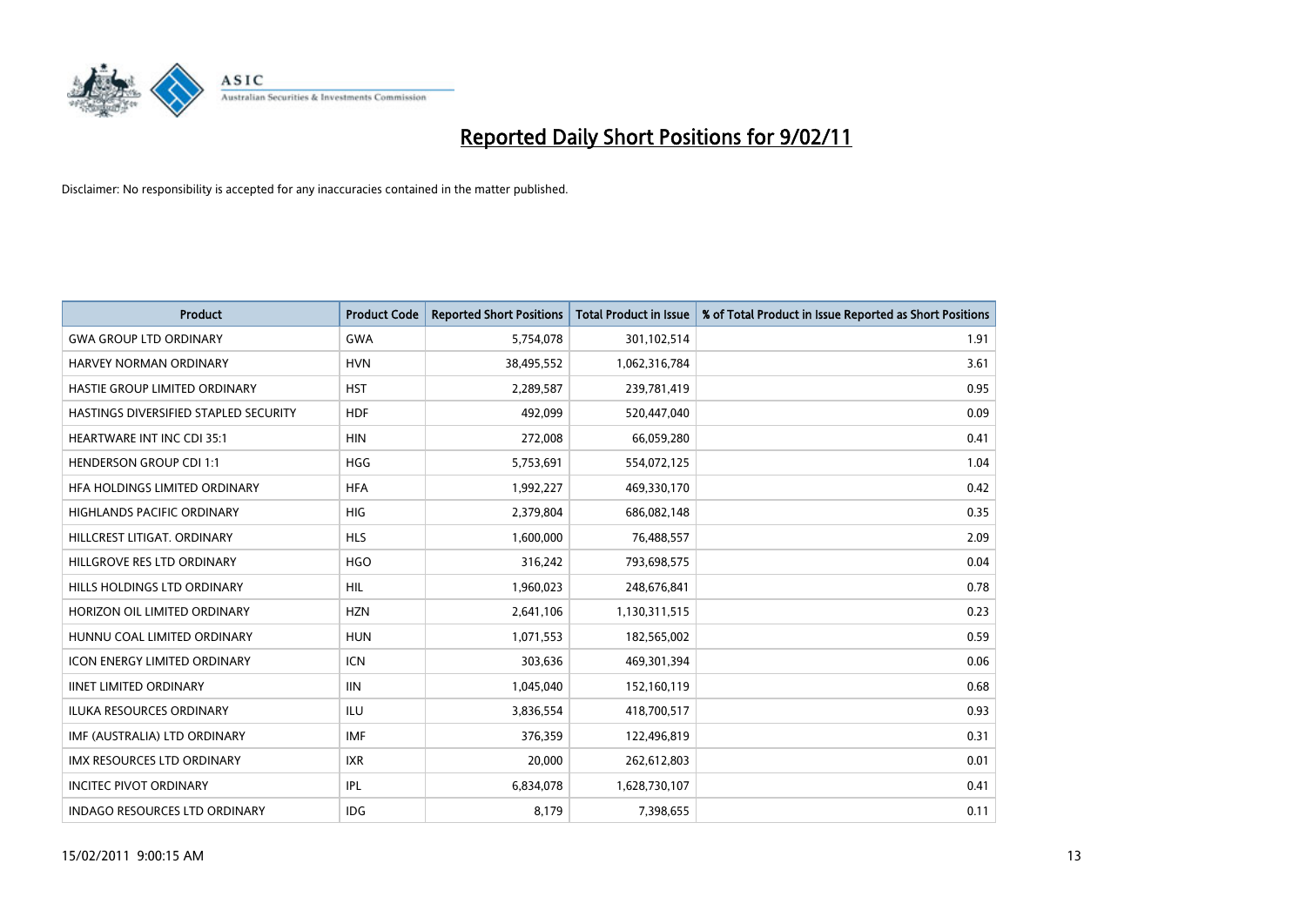# Reported Daily Short Positions for 9/02/11

Disclaimer: No responsibility is accepted for any inaccuracies contained in the matter published.

| Product | Product Code | Reported Short Positions | Total Product in Issue | % of Total Product in Issue Reported as Short Positions |
|---|---|---|---|---|
| GWA GROUP LTD ORDINARY | GWA | 5,754,078 | 301,102,514 | 1.91 |
| HARVEY NORMAN ORDINARY | HVN | 38,495,552 | 1,062,316,784 | 3.61 |
| HASTIE GROUP LIMITED ORDINARY | HST | 2,289,587 | 239,781,419 | 0.95 |
| HASTINGS DIVERSIFIED STAPLED SECURITY | HDF | 492,099 | 520,447,040 | 0.09 |
| HEARTWARE INT INC CDI 35:1 | HIN | 272,008 | 66,059,280 | 0.41 |
| HENDERSON GROUP CDI 1:1 | HGG | 5,753,691 | 554,072,125 | 1.04 |
| HFA HOLDINGS LIMITED ORDINARY | HFA | 1,992,227 | 469,330,170 | 0.42 |
| HIGHLANDS PACIFIC ORDINARY | HIG | 2,379,804 | 686,082,148 | 0.35 |
| HILLCREST LITIGAT. ORDINARY | HLS | 1,600,000 | 76,488,557 | 2.09 |
| HILLGROVE RES LTD ORDINARY | HGO | 316,242 | 793,698,575 | 0.04 |
| HILLS HOLDINGS LTD ORDINARY | HIL | 1,960,023 | 248,676,841 | 0.78 |
| HORIZON OIL LIMITED ORDINARY | HZN | 2,641,106 | 1,130,311,515 | 0.23 |
| HUNNU COAL LIMITED ORDINARY | HUN | 1,071,553 | 182,565,002 | 0.59 |
| ICON ENERGY LIMITED ORDINARY | ICN | 303,636 | 469,301,394 | 0.06 |
| IINET LIMITED ORDINARY | IIN | 1,045,040 | 152,160,119 | 0.68 |
| ILUKA RESOURCES ORDINARY | ILU | 3,836,554 | 418,700,517 | 0.93 |
| IMF (AUSTRALIA) LTD ORDINARY | IMF | 376,359 | 122,496,819 | 0.31 |
| IMX RESOURCES LTD ORDINARY | IXR | 20,000 | 262,612,803 | 0.01 |
| INCITEC PIVOT ORDINARY | IPL | 6,834,078 | 1,628,730,107 | 0.41 |
| INDAGO RESOURCES LTD ORDINARY | IDG | 8,179 | 7,398,655 | 0.11 |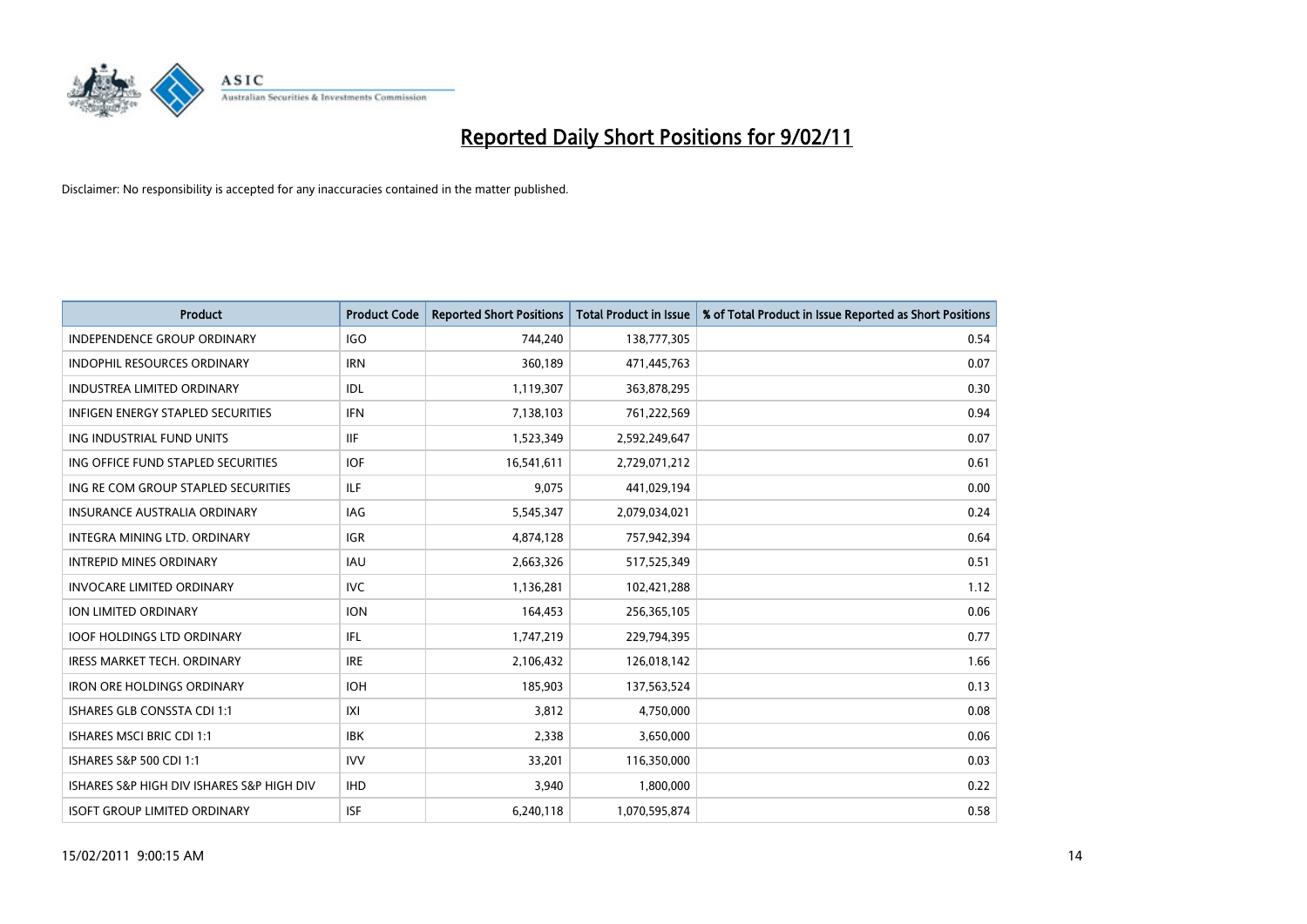# Reported Daily Short Positions for 9/02/11

Disclaimer: No responsibility is accepted for any inaccuracies contained in the matter published.

| Product | Product Code | Reported Short Positions | Total Product in Issue | % of Total Product in Issue Reported as Short Positions |
|---|---|---|---|---|
| INDEPENDENCE GROUP ORDINARY | IGO | 744,240 | 138,777,305 | 0.54 |
| INDOPHIL RESOURCES ORDINARY | IRN | 360,189 | 471,445,763 | 0.07 |
| INDUSTREA LIMITED ORDINARY | IDL | 1,119,307 | 363,878,295 | 0.30 |
| INFIGEN ENERGY STAPLED SECURITIES | IFN | 7,138,103 | 761,222,569 | 0.94 |
| ING INDUSTRIAL FUND UNITS | IIF | 1,523,349 | 2,592,249,647 | 0.07 |
| ING OFFICE FUND STAPLED SECURITIES | IOF | 16,541,611 | 2,729,071,212 | 0.61 |
| ING RE COM GROUP STAPLED SECURITIES | ILF | 9,075 | 441,029,194 | 0.00 |
| INSURANCE AUSTRALIA ORDINARY | IAG | 5,545,347 | 2,079,034,021 | 0.24 |
| INTEGRA MINING LTD. ORDINARY | IGR | 4,874,128 | 757,942,394 | 0.64 |
| INTREPID MINES ORDINARY | IAU | 2,663,326 | 517,525,349 | 0.51 |
| INVOCARE LIMITED ORDINARY | IVC | 1,136,281 | 102,421,288 | 1.12 |
| ION LIMITED ORDINARY | ION | 164,453 | 256,365,105 | 0.06 |
| IOOF HOLDINGS LTD ORDINARY | IFL | 1,747,219 | 229,794,395 | 0.77 |
| IRESS MARKET TECH. ORDINARY | IRE | 2,106,432 | 126,018,142 | 1.66 |
| IRON ORE HOLDINGS ORDINARY | IOH | 185,903 | 137,563,524 | 0.13 |
| ISHARES GLB CONSSTA CDI 1:1 | IXI | 3,812 | 4,750,000 | 0.08 |
| ISHARES MSCI BRIC CDI 1:1 | IBK | 2,338 | 3,650,000 | 0.06 |
| ISHARES S&P 500 CDI 1:1 | IVV | 33,201 | 116,350,000 | 0.03 |
| ISHARES S&P HIGH DIV ISHARES S&P HIGH DIV | IHD | 3,940 | 1,800,000 | 0.22 |
| ISOFT GROUP LIMITED ORDINARY | ISF | 6,240,118 | 1,070,595,874 | 0.58 |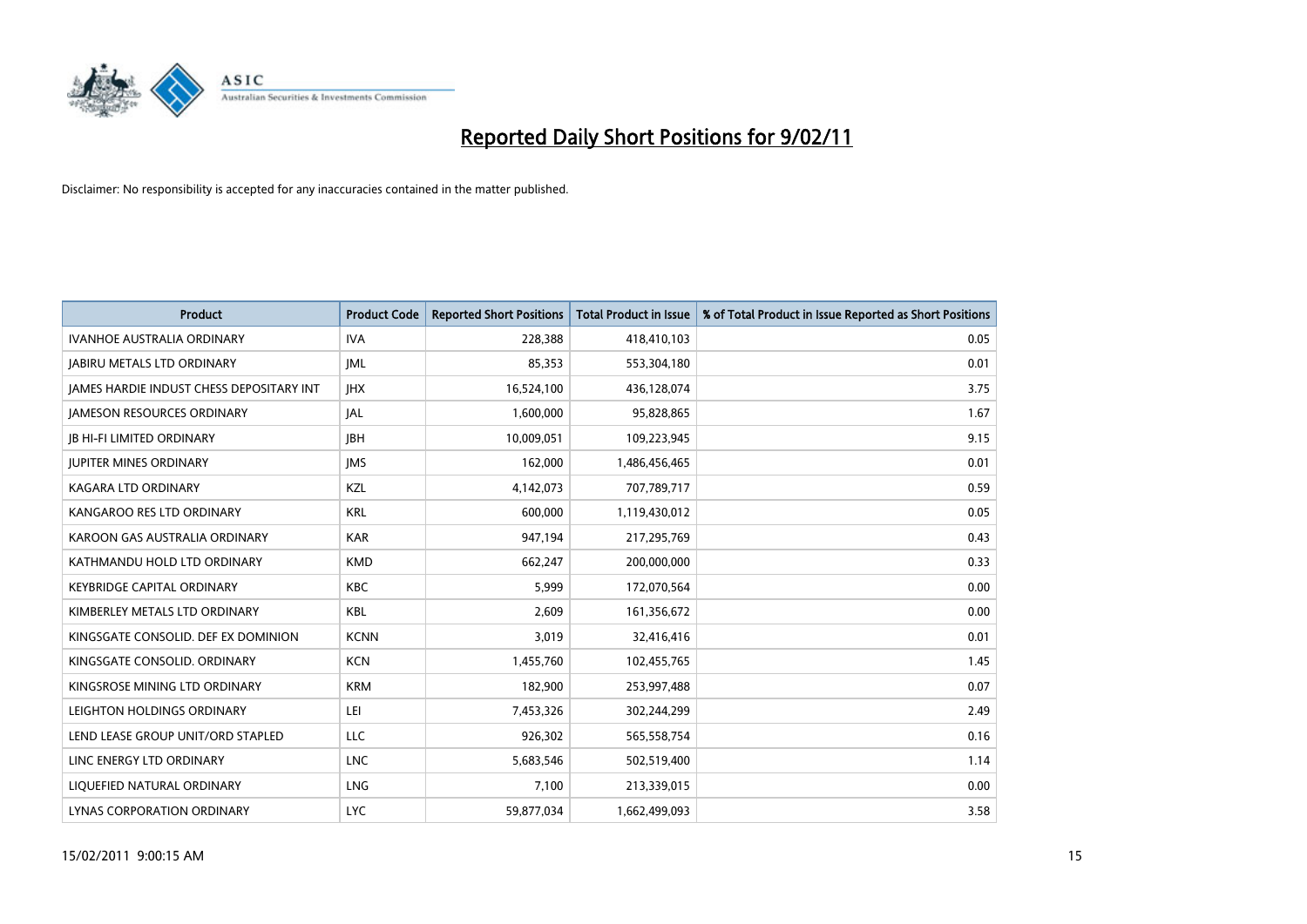# Reported Daily Short Positions for 9/02/11

Disclaimer: No responsibility is accepted for any inaccuracies contained in the matter published.

| Product | Product Code | Reported Short Positions | Total Product in Issue | % of Total Product in Issue Reported as Short Positions |
|---|---|---|---|---|
| IVANHOE AUSTRALIA ORDINARY | IVA | 228,388 | 418,410,103 | 0.05 |
| JABIRU METALS LTD ORDINARY | JML | 85,353 | 553,304,180 | 0.01 |
| JAMES HARDIE INDUST CHESS DEPOSITARY INT | JHX | 16,524,100 | 436,128,074 | 3.75 |
| JAMESON RESOURCES ORDINARY | JAL | 1,600,000 | 95,828,865 | 1.67 |
| JB HI-FI LIMITED ORDINARY | JBH | 10,009,051 | 109,223,945 | 9.15 |
| JUPITER MINES ORDINARY | JMS | 162,000 | 1,486,456,465 | 0.01 |
| KAGARA LTD ORDINARY | KZL | 4,142,073 | 707,789,717 | 0.59 |
| KANGAROO RES LTD ORDINARY | KRL | 600,000 | 1,119,430,012 | 0.05 |
| KAROON GAS AUSTRALIA ORDINARY | KAR | 947,194 | 217,295,769 | 0.43 |
| KATHMANDU HOLD LTD ORDINARY | KMD | 662,247 | 200,000,000 | 0.33 |
| KEYBRIDGE CAPITAL ORDINARY | KBC | 5,999 | 172,070,564 | 0.00 |
| KIMBERLEY METALS LTD ORDINARY | KBL | 2,609 | 161,356,672 | 0.00 |
| KINGSGATE CONSOLID. DEF EX DOMINION | KCNN | 3,019 | 32,416,416 | 0.01 |
| KINGSGATE CONSOLID. ORDINARY | KCN | 1,455,760 | 102,455,765 | 1.45 |
| KINGSROSE MINING LTD ORDINARY | KRM | 182,900 | 253,997,488 | 0.07 |
| LEIGHTON HOLDINGS ORDINARY | LEI | 7,453,326 | 302,244,299 | 2.49 |
| LEND LEASE GROUP UNIT/ORD STAPLED | LLC | 926,302 | 565,558,754 | 0.16 |
| LINC ENERGY LTD ORDINARY | LNC | 5,683,546 | 502,519,400 | 1.14 |
| LIQUEFIED NATURAL ORDINARY | LNG | 7,100 | 213,339,015 | 0.00 |
| LYNAS CORPORATION ORDINARY | LYC | 59,877,034 | 1,662,499,093 | 3.58 |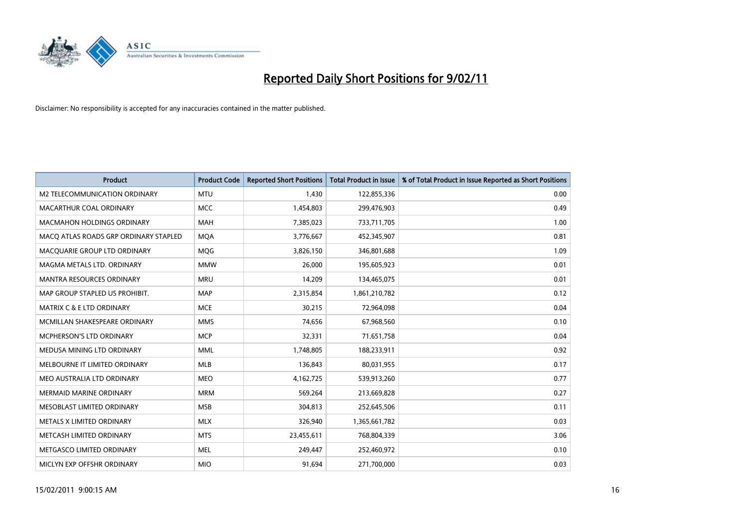# Reported Daily Short Positions for 9/02/11

Disclaimer: No responsibility is accepted for any inaccuracies contained in the matter published.

| Product | Product Code | Reported Short Positions | Total Product in Issue | % of Total Product in Issue Reported as Short Positions |
|---|---|---|---|---|
| M2 TELECOMMUNICATION ORDINARY | MTU | 1,430 | 122,855,336 | 0.00 |
| MACARTHUR COAL ORDINARY | MCC | 1,454,803 | 299,476,903 | 0.49 |
| MACMAHON HOLDINGS ORDINARY | MAH | 7,385,023 | 733,711,705 | 1.00 |
| MACQ ATLAS ROADS GRP ORDINARY STAPLED | MQA | 3,776,667 | 452,345,907 | 0.81 |
| MACQUARIE GROUP LTD ORDINARY | MQG | 3,826,150 | 346,801,688 | 1.09 |
| MAGMA METALS LTD. ORDINARY | MMW | 26,000 | 195,605,923 | 0.01 |
| MANTRA RESOURCES ORDINARY | MRU | 14,209 | 134,465,075 | 0.01 |
| MAP GROUP STAPLED US PROHIBIT. | MAP | 2,315,854 | 1,861,210,782 | 0.12 |
| MATRIX C & E LTD ORDINARY | MCE | 30,215 | 72,964,098 | 0.04 |
| MCMILLAN SHAKESPEARE ORDINARY | MMS | 74,656 | 67,968,560 | 0.10 |
| MCPHERSON'S LTD ORDINARY | MCP | 32,331 | 71,651,758 | 0.04 |
| MEDUSA MINING LTD ORDINARY | MML | 1,748,805 | 188,233,911 | 0.92 |
| MELBOURNE IT LIMITED ORDINARY | MLB | 136,843 | 80,031,955 | 0.17 |
| MEO AUSTRALIA LTD ORDINARY | MEO | 4,162,725 | 539,913,260 | 0.77 |
| MERMAID MARINE ORDINARY | MRM | 569,264 | 213,669,828 | 0.27 |
| MESOBLAST LIMITED ORDINARY | MSB | 304,813 | 252,645,506 | 0.11 |
| METALS X LIMITED ORDINARY | MLX | 326,940 | 1,365,661,782 | 0.03 |
| METCASH LIMITED ORDINARY | MTS | 23,455,611 | 768,804,339 | 3.06 |
| METGASCO LIMITED ORDINARY | MEL | 249,447 | 252,460,972 | 0.10 |
| MICLYN EXP OFFSHR ORDINARY | MIO | 91,694 | 271,700,000 | 0.03 |

15/02/2011 9:00:15 AM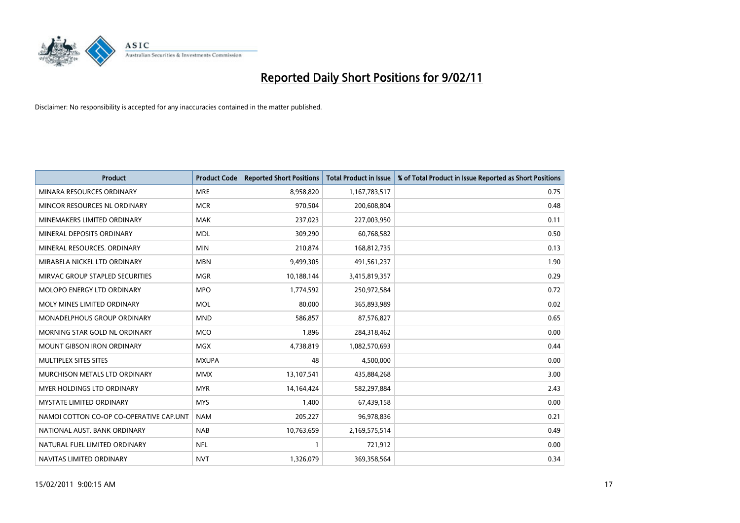# Reported Daily Short Positions for 9/02/11

Disclaimer: No responsibility is accepted for any inaccuracies contained in the matter published.

| Product | Product Code | Reported Short Positions | Total Product in Issue | % of Total Product in Issue Reported as Short Positions |
| --- | --- | --- | --- | --- |
| MINARA RESOURCES ORDINARY | MRE | 8,958,820 | 1,167,783,517 | 0.75 |
| MINCOR RESOURCES NL ORDINARY | MCR | 970,504 | 200,608,804 | 0.48 |
| MINEMAKERS LIMITED ORDINARY | MAK | 237,023 | 227,003,950 | 0.11 |
| MINERAL DEPOSITS ORDINARY | MDL | 309,290 | 60,768,582 | 0.50 |
| MINERAL RESOURCES. ORDINARY | MIN | 210,874 | 168,812,735 | 0.13 |
| MIRABELA NICKEL LTD ORDINARY | MBN | 9,499,305 | 491,561,237 | 1.90 |
| MIRVAC GROUP STAPLED SECURITIES | MGR | 10,188,144 | 3,415,819,357 | 0.29 |
| MOLOPO ENERGY LTD ORDINARY | MPO | 1,774,592 | 250,972,584 | 0.72 |
| MOLY MINES LIMITED ORDINARY | MOL | 80,000 | 365,893,989 | 0.02 |
| MONADELPHOUS GROUP ORDINARY | MND | 586,857 | 87,576,827 | 0.65 |
| MORNING STAR GOLD NL ORDINARY | MCO | 1,896 | 284,318,462 | 0.00 |
| MOUNT GIBSON IRON ORDINARY | MGX | 4,738,819 | 1,082,570,693 | 0.44 |
| MULTIPLEX SITES SITES | MXUPA | 48 | 4,500,000 | 0.00 |
| MURCHISON METALS LTD ORDINARY | MMX | 13,107,541 | 435,884,268 | 3.00 |
| MYER HOLDINGS LTD ORDINARY | MYR | 14,164,424 | 582,297,884 | 2.43 |
| MYSTATE LIMITED ORDINARY | MYS | 1,400 | 67,439,158 | 0.00 |
| NAMOI COTTON CO-OP CO-OPERATIVE CAP.UNT | NAM | 205,227 | 96,978,836 | 0.21 |
| NATIONAL AUST. BANK ORDINARY | NAB | 10,763,659 | 2,169,575,514 | 0.49 |
| NATURAL FUEL LIMITED ORDINARY | NFL | 1 | 721,912 | 0.00 |
| NAVITAS LIMITED ORDINARY | NVT | 1,326,079 | 369,358,564 | 0.34 |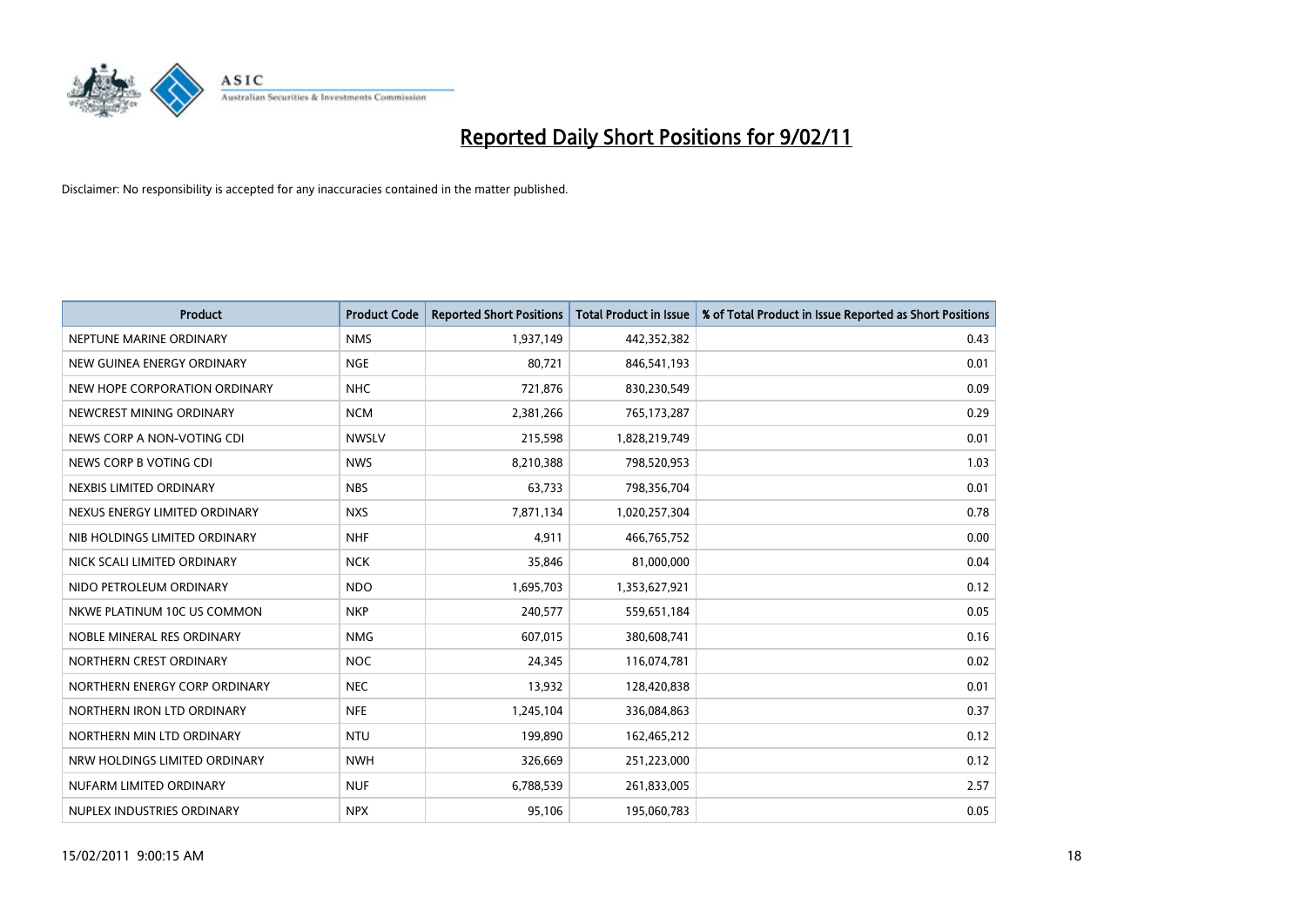# Reported Daily Short Positions for 9/02/11

Disclaimer: No responsibility is accepted for any inaccuracies contained in the matter published.

| Product | Product Code | Reported Short Positions | Total Product in Issue | % of Total Product in Issue Reported as Short Positions |
|---|---|---|---|---|
| NEPTUNE MARINE ORDINARY | NMS | 1,937,149 | 442,352,382 | 0.43 |
| NEW GUINEA ENERGY ORDINARY | NGE | 80,721 | 846,541,193 | 0.01 |
| NEW HOPE CORPORATION ORDINARY | NHC | 721,876 | 830,230,549 | 0.09 |
| NEWCREST MINING ORDINARY | NCM | 2,381,266 | 765,173,287 | 0.29 |
| NEWS CORP A NON-VOTING CDI | NWSLV | 215,598 | 1,828,219,749 | 0.01 |
| NEWS CORP B VOTING CDI | NWS | 8,210,388 | 798,520,953 | 1.03 |
| NEXBIS LIMITED ORDINARY | NBS | 63,733 | 798,356,704 | 0.01 |
| NEXUS ENERGY LIMITED ORDINARY | NXS | 7,871,134 | 1,020,257,304 | 0.78 |
| NIB HOLDINGS LIMITED ORDINARY | NHF | 4,911 | 466,765,752 | 0.00 |
| NICK SCALI LIMITED ORDINARY | NCK | 35,846 | 81,000,000 | 0.04 |
| NIDO PETROLEUM ORDINARY | NDO | 1,695,703 | 1,353,627,921 | 0.12 |
| NKWE PLATINUM 10C US COMMON | NKP | 240,577 | 559,651,184 | 0.05 |
| NOBLE MINERAL RES ORDINARY | NMG | 607,015 | 380,608,741 | 0.16 |
| NORTHERN CREST ORDINARY | NOC | 24,345 | 116,074,781 | 0.02 |
| NORTHERN ENERGY CORP ORDINARY | NEC | 13,932 | 128,420,838 | 0.01 |
| NORTHERN IRON LTD ORDINARY | NFE | 1,245,104 | 336,084,863 | 0.37 |
| NORTHERN MIN LTD ORDINARY | NTU | 199,890 | 162,465,212 | 0.12 |
| NRW HOLDINGS LIMITED ORDINARY | NWH | 326,669 | 251,223,000 | 0.12 |
| NUFARM LIMITED ORDINARY | NUF | 6,788,539 | 261,833,005 | 2.57 |
| NUPLEX INDUSTRIES ORDINARY | NPX | 95,106 | 195,060,783 | 0.05 |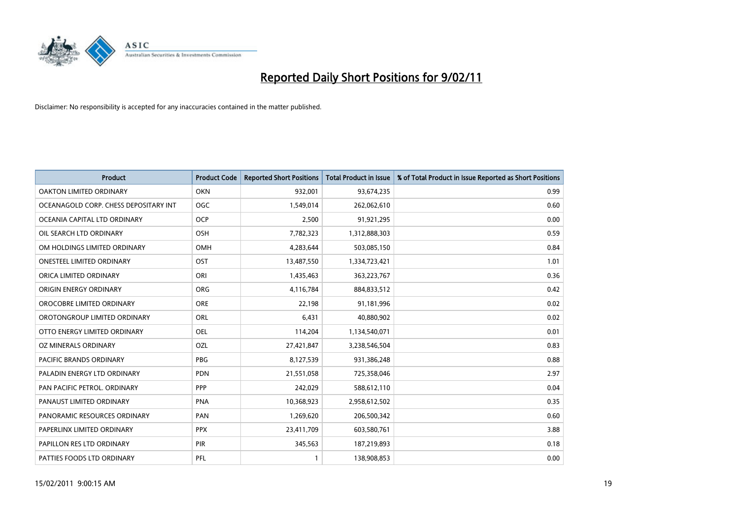# Reported Daily Short Positions for 9/02/11

Disclaimer: No responsibility is accepted for any inaccuracies contained in the matter published.

| Product | Product Code | Reported Short Positions | Total Product in Issue | % of Total Product in Issue Reported as Short Positions |
|---|---|---|---|---|
| OAKTON LIMITED ORDINARY | OKN | 932,001 | 93,674,235 | 0.99 |
| OCEANAGOLD CORP. CHESS DEPOSITARY INT | OGC | 1,549,014 | 262,062,610 | 0.60 |
| OCEANIA CAPITAL LTD ORDINARY | OCP | 2,500 | 91,921,295 | 0.00 |
| OIL SEARCH LTD ORDINARY | OSH | 7,782,323 | 1,312,888,303 | 0.59 |
| OM HOLDINGS LIMITED ORDINARY | OMH | 4,283,644 | 503,085,150 | 0.84 |
| ONESTEEL LIMITED ORDINARY | OST | 13,487,550 | 1,334,723,421 | 1.01 |
| ORICA LIMITED ORDINARY | ORI | 1,435,463 | 363,223,767 | 0.36 |
| ORIGIN ENERGY ORDINARY | ORG | 4,116,784 | 884,833,512 | 0.42 |
| OROCOBRE LIMITED ORDINARY | ORE | 22,198 | 91,181,996 | 0.02 |
| OROTONGROUP LIMITED ORDINARY | ORL | 6,431 | 40,880,902 | 0.02 |
| OTTO ENERGY LIMITED ORDINARY | OEL | 114,204 | 1,134,540,071 | 0.01 |
| OZ MINERALS ORDINARY | OZL | 27,421,847 | 3,238,546,504 | 0.83 |
| PACIFIC BRANDS ORDINARY | PBG | 8,127,539 | 931,386,248 | 0.88 |
| PALADIN ENERGY LTD ORDINARY | PDN | 21,551,058 | 725,358,046 | 2.97 |
| PAN PACIFIC PETROL. ORDINARY | PPP | 242,029 | 588,612,110 | 0.04 |
| PANAUST LIMITED ORDINARY | PNA | 10,368,923 | 2,958,612,502 | 0.35 |
| PANORAMIC RESOURCES ORDINARY | PAN | 1,269,620 | 206,500,342 | 0.60 |
| PAPERLINX LIMITED ORDINARY | PPX | 23,411,709 | 603,580,761 | 3.88 |
| PAPILLON RES LTD ORDINARY | PIR | 345,563 | 187,219,893 | 0.18 |
| PATTIES FOODS LTD ORDINARY | PFL | 1 | 138,908,853 | 0.00 |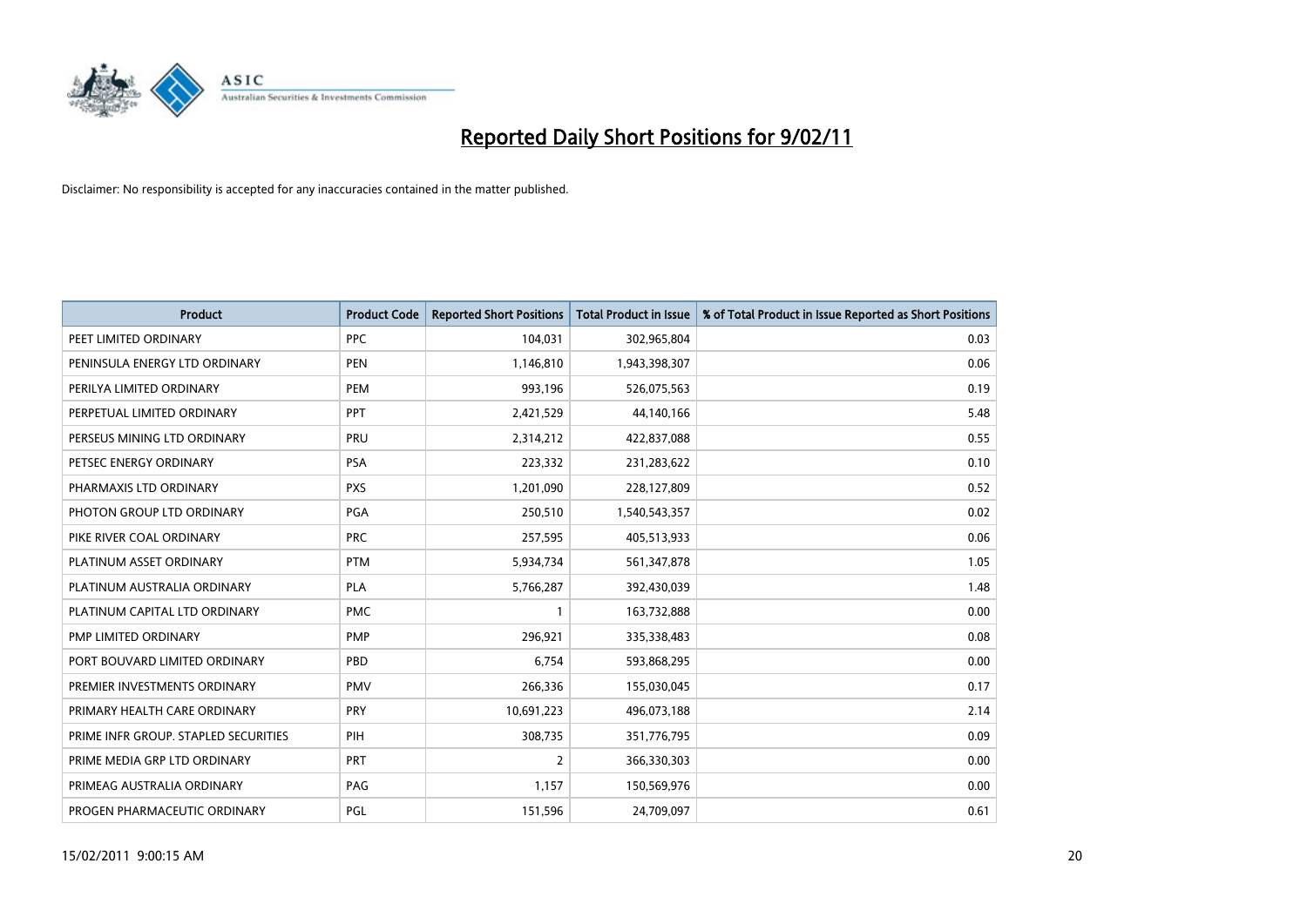# Reported Daily Short Positions for 9/02/11

Disclaimer: No responsibility is accepted for any inaccuracies contained in the matter published.

| Product | Product Code | Reported Short Positions | Total Product in Issue | % of Total Product in Issue Reported as Short Positions |
|---|---|---|---|---|
| PEET LIMITED ORDINARY | PPC | 104,031 | 302,965,804 | 0.03 |
| PENINSULA ENERGY LTD ORDINARY | PEN | 1,146,810 | 1,943,398,307 | 0.06 |
| PERILYA LIMITED ORDINARY | PEM | 993,196 | 526,075,563 | 0.19 |
| PERPETUAL LIMITED ORDINARY | PPT | 2,421,529 | 44,140,166 | 5.48 |
| PERSEUS MINING LTD ORDINARY | PRU | 2,314,212 | 422,837,088 | 0.55 |
| PETSEC ENERGY ORDINARY | PSA | 223,332 | 231,283,622 | 0.10 |
| PHARMAXIS LTD ORDINARY | PXS | 1,201,090 | 228,127,809 | 0.52 |
| PHOTON GROUP LTD ORDINARY | PGA | 250,510 | 1,540,543,357 | 0.02 |
| PIKE RIVER COAL ORDINARY | PRC | 257,595 | 405,513,933 | 0.06 |
| PLATINUM ASSET ORDINARY | PTM | 5,934,734 | 561,347,878 | 1.05 |
| PLATINUM AUSTRALIA ORDINARY | PLA | 5,766,287 | 392,430,039 | 1.48 |
| PLATINUM CAPITAL LTD ORDINARY | PMC | 1 | 163,732,888 | 0.00 |
| PMP LIMITED ORDINARY | PMP | 296,921 | 335,338,483 | 0.08 |
| PORT BOUVARD LIMITED ORDINARY | PBD | 6,754 | 593,868,295 | 0.00 |
| PREMIER INVESTMENTS ORDINARY | PMV | 266,336 | 155,030,045 | 0.17 |
| PRIMARY HEALTH CARE ORDINARY | PRY | 10,691,223 | 496,073,188 | 2.14 |
| PRIME INFR GROUP. STAPLED SECURITIES | PIH | 308,735 | 351,776,795 | 0.09 |
| PRIME MEDIA GRP LTD ORDINARY | PRT | 2 | 366,330,303 | 0.00 |
| PRIMEAG AUSTRALIA ORDINARY | PAG | 1,157 | 150,569,976 | 0.00 |
| PROGEN PHARMACEUTIC ORDINARY | PGL | 151,596 | 24,709,097 | 0.61 |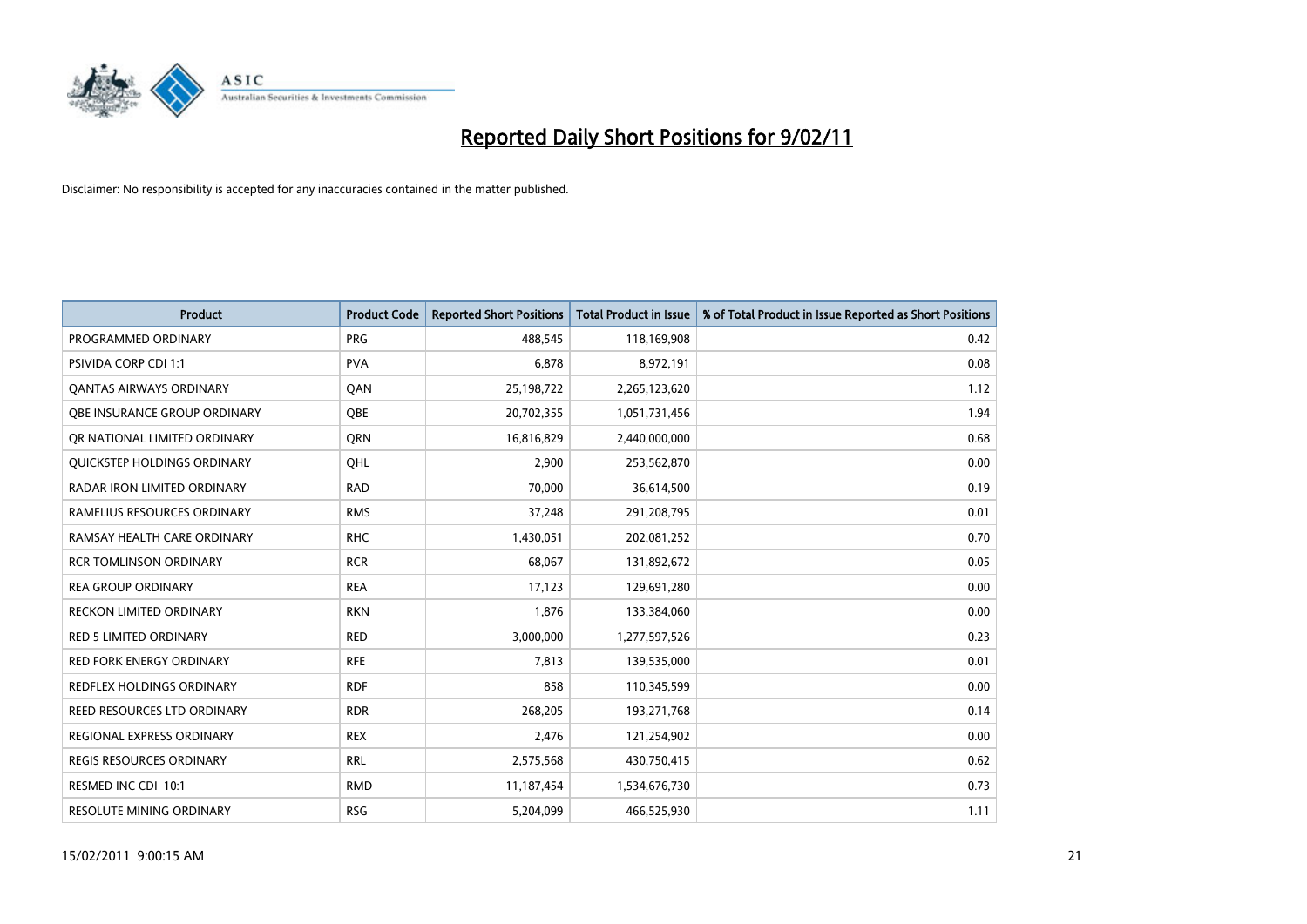# Reported Daily Short Positions for 9/02/11

Disclaimer: No responsibility is accepted for any inaccuracies contained in the matter published.

| Product | Product Code | Reported Short Positions | Total Product in Issue | % of Total Product in Issue Reported as Short Positions |
|---|---|---|---|---|
| PROGRAMMED ORDINARY | PRG | 488,545 | 118,169,908 | 0.42 |
| PSIVIDA CORP CDI 1:1 | PVA | 6,878 | 8,972,191 | 0.08 |
| QANTAS AIRWAYS ORDINARY | QAN | 25,198,722 | 2,265,123,620 | 1.12 |
| QBE INSURANCE GROUP ORDINARY | QBE | 20,702,355 | 1,051,731,456 | 1.94 |
| QR NATIONAL LIMITED ORDINARY | QRN | 16,816,829 | 2,440,000,000 | 0.68 |
| QUICKSTEP HOLDINGS ORDINARY | QHL | 2,900 | 253,562,870 | 0.00 |
| RADAR IRON LIMITED ORDINARY | RAD | 70,000 | 36,614,500 | 0.19 |
| RAMELIUS RESOURCES ORDINARY | RMS | 37,248 | 291,208,795 | 0.01 |
| RAMSAY HEALTH CARE ORDINARY | RHC | 1,430,051 | 202,081,252 | 0.70 |
| RCR TOMLINSON ORDINARY | RCR | 68,067 | 131,892,672 | 0.05 |
| REA GROUP ORDINARY | REA | 17,123 | 129,691,280 | 0.00 |
| RECKON LIMITED ORDINARY | RKN | 1,876 | 133,384,060 | 0.00 |
| RED 5 LIMITED ORDINARY | RED | 3,000,000 | 1,277,597,526 | 0.23 |
| RED FORK ENERGY ORDINARY | RFE | 7,813 | 139,535,000 | 0.01 |
| REDFLEX HOLDINGS ORDINARY | RDF | 858 | 110,345,599 | 0.00 |
| REED RESOURCES LTD ORDINARY | RDR | 268,205 | 193,271,768 | 0.14 |
| REGIONAL EXPRESS ORDINARY | REX | 2,476 | 121,254,902 | 0.00 |
| REGIS RESOURCES ORDINARY | RRL | 2,575,568 | 430,750,415 | 0.62 |
| RESMED INC CDI 10:1 | RMD | 11,187,454 | 1,534,676,730 | 0.73 |
| RESOLUTE MINING ORDINARY | RSG | 5,204,099 | 466,525,930 | 1.11 |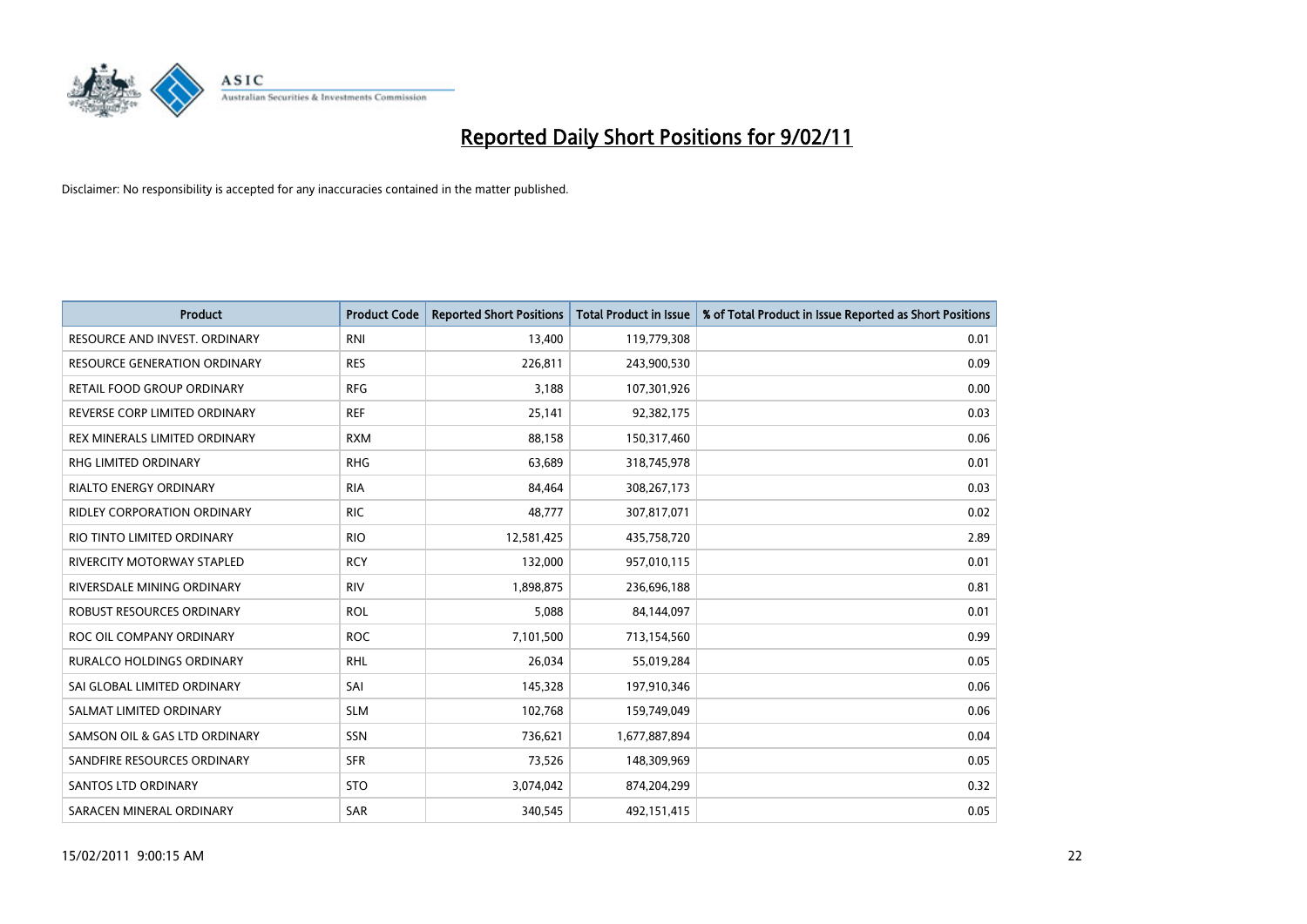# Reported Daily Short Positions for 9/02/11

Disclaimer: No responsibility is accepted for any inaccuracies contained in the matter published.

| Product | Product Code | Reported Short Positions | Total Product in Issue | % of Total Product in Issue Reported as Short Positions |
|---|---|---|---|---|
| RESOURCE AND INVEST. ORDINARY | RNI | 13,400 | 119,779,308 | 0.01 |
| RESOURCE GENERATION ORDINARY | RES | 226,811 | 243,900,530 | 0.09 |
| RETAIL FOOD GROUP ORDINARY | RFG | 3,188 | 107,301,926 | 0.00 |
| REVERSE CORP LIMITED ORDINARY | REF | 25,141 | 92,382,175 | 0.03 |
| REX MINERALS LIMITED ORDINARY | RXM | 88,158 | 150,317,460 | 0.06 |
| RHG LIMITED ORDINARY | RHG | 63,689 | 318,745,978 | 0.01 |
| RIALTO ENERGY ORDINARY | RIA | 84,464 | 308,267,173 | 0.03 |
| RIDLEY CORPORATION ORDINARY | RIC | 48,777 | 307,817,071 | 0.02 |
| RIO TINTO LIMITED ORDINARY | RIO | 12,581,425 | 435,758,720 | 2.89 |
| RIVERCITY MOTORWAY STAPLED | RCY | 132,000 | 957,010,115 | 0.01 |
| RIVERSDALE MINING ORDINARY | RIV | 1,898,875 | 236,696,188 | 0.81 |
| ROBUST RESOURCES ORDINARY | ROL | 5,088 | 84,144,097 | 0.01 |
| ROC OIL COMPANY ORDINARY | ROC | 7,101,500 | 713,154,560 | 0.99 |
| RURALCO HOLDINGS ORDINARY | RHL | 26,034 | 55,019,284 | 0.05 |
| SAI GLOBAL LIMITED ORDINARY | SAI | 145,328 | 197,910,346 | 0.06 |
| SALMAT LIMITED ORDINARY | SLM | 102,768 | 159,749,049 | 0.06 |
| SAMSON OIL & GAS LTD ORDINARY | SSN | 736,621 | 1,677,887,894 | 0.04 |
| SANDFIRE RESOURCES ORDINARY | SFR | 73,526 | 148,309,969 | 0.05 |
| SANTOS LTD ORDINARY | STO | 3,074,042 | 874,204,299 | 0.32 |
| SARACEN MINERAL ORDINARY | SAR | 340,545 | 492,151,415 | 0.05 |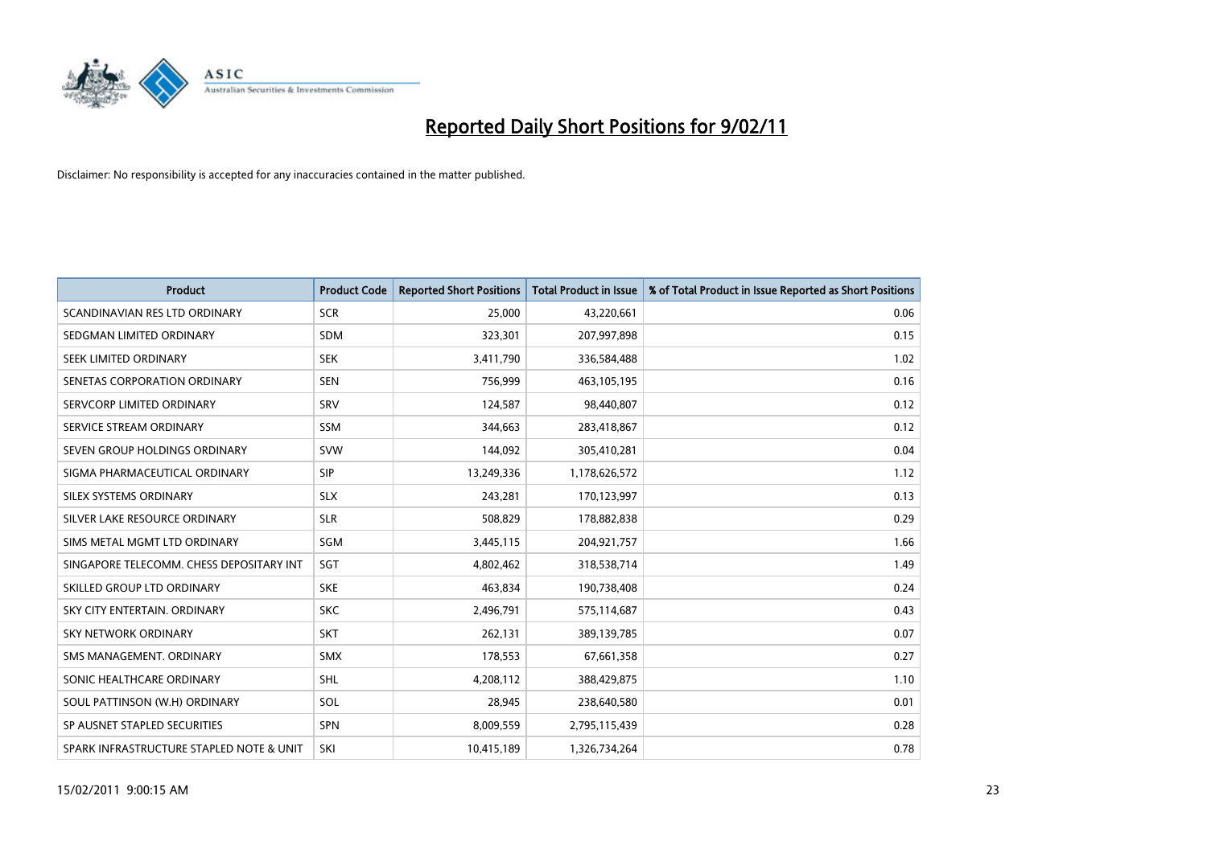# Reported Daily Short Positions for 9/02/11

Disclaimer: No responsibility is accepted for any inaccuracies contained in the matter published.

| Product | Product Code | Reported Short Positions | Total Product in Issue | % of Total Product in Issue Reported as Short Positions |
|---|---|---|---|---|
| SCANDINAVIAN RES LTD ORDINARY | SCR | 25,000 | 43,220,661 | 0.06 |
| SEDGMAN LIMITED ORDINARY | SDM | 323,301 | 207,997,898 | 0.15 |
| SEEK LIMITED ORDINARY | SEK | 3,411,790 | 336,584,488 | 1.02 |
| SENETAS CORPORATION ORDINARY | SEN | 756,999 | 463,105,195 | 0.16 |
| SERVCORP LIMITED ORDINARY | SRV | 124,587 | 98,440,807 | 0.12 |
| SERVICE STREAM ORDINARY | SSM | 344,663 | 283,418,867 | 0.12 |
| SEVEN GROUP HOLDINGS ORDINARY | SVW | 144,092 | 305,410,281 | 0.04 |
| SIGMA PHARMACEUTICAL ORDINARY | SIP | 13,249,336 | 1,178,626,572 | 1.12 |
| SILEX SYSTEMS ORDINARY | SLX | 243,281 | 170,123,997 | 0.13 |
| SILVER LAKE RESOURCE ORDINARY | SLR | 508,829 | 178,882,838 | 0.29 |
| SIMS METAL MGMT LTD ORDINARY | SGM | 3,445,115 | 204,921,757 | 1.66 |
| SINGAPORE TELECOMM. CHESS DEPOSITARY INT | SGT | 4,802,462 | 318,538,714 | 1.49 |
| SKILLED GROUP LTD ORDINARY | SKE | 463,834 | 190,738,408 | 0.24 |
| SKY CITY ENTERTAIN. ORDINARY | SKC | 2,496,791 | 575,114,687 | 0.43 |
| SKY NETWORK ORDINARY | SKT | 262,131 | 389,139,785 | 0.07 |
| SMS MANAGEMENT. ORDINARY | SMX | 178,553 | 67,661,358 | 0.27 |
| SONIC HEALTHCARE ORDINARY | SHL | 4,208,112 | 388,429,875 | 1.10 |
| SOUL PATTINSON (W.H) ORDINARY | SOL | 28,945 | 238,640,580 | 0.01 |
| SP AUSNET STAPLED SECURITIES | SPN | 8,009,559 | 2,795,115,439 | 0.28 |
| SPARK INFRASTRUCTURE STAPLED NOTE & UNIT | SKI | 10,415,189 | 1,326,734,264 | 0.78 |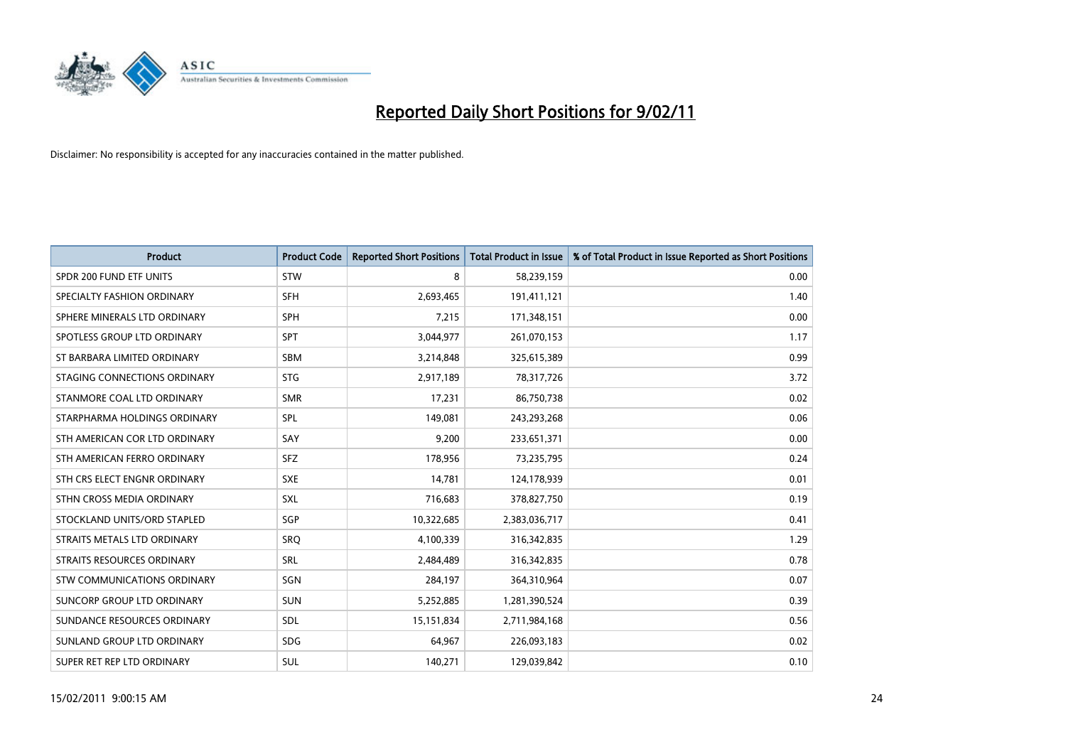# Reported Daily Short Positions for 9/02/11

Disclaimer: No responsibility is accepted for any inaccuracies contained in the matter published.

| Product | Product Code | Reported Short Positions | Total Product in Issue | % of Total Product in Issue Reported as Short Positions |
|---|---|---|---|---|
| SPDR 200 FUND ETF UNITS | STW | 8 | 58,239,159 | 0.00 |
| SPECIALTY FASHION ORDINARY | SFH | 2,693,465 | 191,411,121 | 1.40 |
| SPHERE MINERALS LTD ORDINARY | SPH | 7,215 | 171,348,151 | 0.00 |
| SPOTLESS GROUP LTD ORDINARY | SPT | 3,044,977 | 261,070,153 | 1.17 |
| ST BARBARA LIMITED ORDINARY | SBM | 3,214,848 | 325,615,389 | 0.99 |
| STAGING CONNECTIONS ORDINARY | STG | 2,917,189 | 78,317,726 | 3.72 |
| STANMORE COAL LTD ORDINARY | SMR | 17,231 | 86,750,738 | 0.02 |
| STARPHARMA HOLDINGS ORDINARY | SPL | 149,081 | 243,293,268 | 0.06 |
| STH AMERICAN COR LTD ORDINARY | SAY | 9,200 | 233,651,371 | 0.00 |
| STH AMERICAN FERRO ORDINARY | SFZ | 178,956 | 73,235,795 | 0.24 |
| STH CRS ELECT ENGNR ORDINARY | SXE | 14,781 | 124,178,939 | 0.01 |
| STHN CROSS MEDIA ORDINARY | SXL | 716,683 | 378,827,750 | 0.19 |
| STOCKLAND UNITS/ORD STAPLED | SGP | 10,322,685 | 2,383,036,717 | 0.41 |
| STRAITS METALS LTD ORDINARY | SRQ | 4,100,339 | 316,342,835 | 1.29 |
| STRAITS RESOURCES ORDINARY | SRL | 2,484,489 | 316,342,835 | 0.78 |
| STW COMMUNICATIONS ORDINARY | SGN | 284,197 | 364,310,964 | 0.07 |
| SUNCORP GROUP LTD ORDINARY | SUN | 5,252,885 | 1,281,390,524 | 0.39 |
| SUNDANCE RESOURCES ORDINARY | SDL | 15,151,834 | 2,711,984,168 | 0.56 |
| SUNLAND GROUP LTD ORDINARY | SDG | 64,967 | 226,093,183 | 0.02 |
| SUPER RET REP LTD ORDINARY | SUL | 140,271 | 129,039,842 | 0.10 |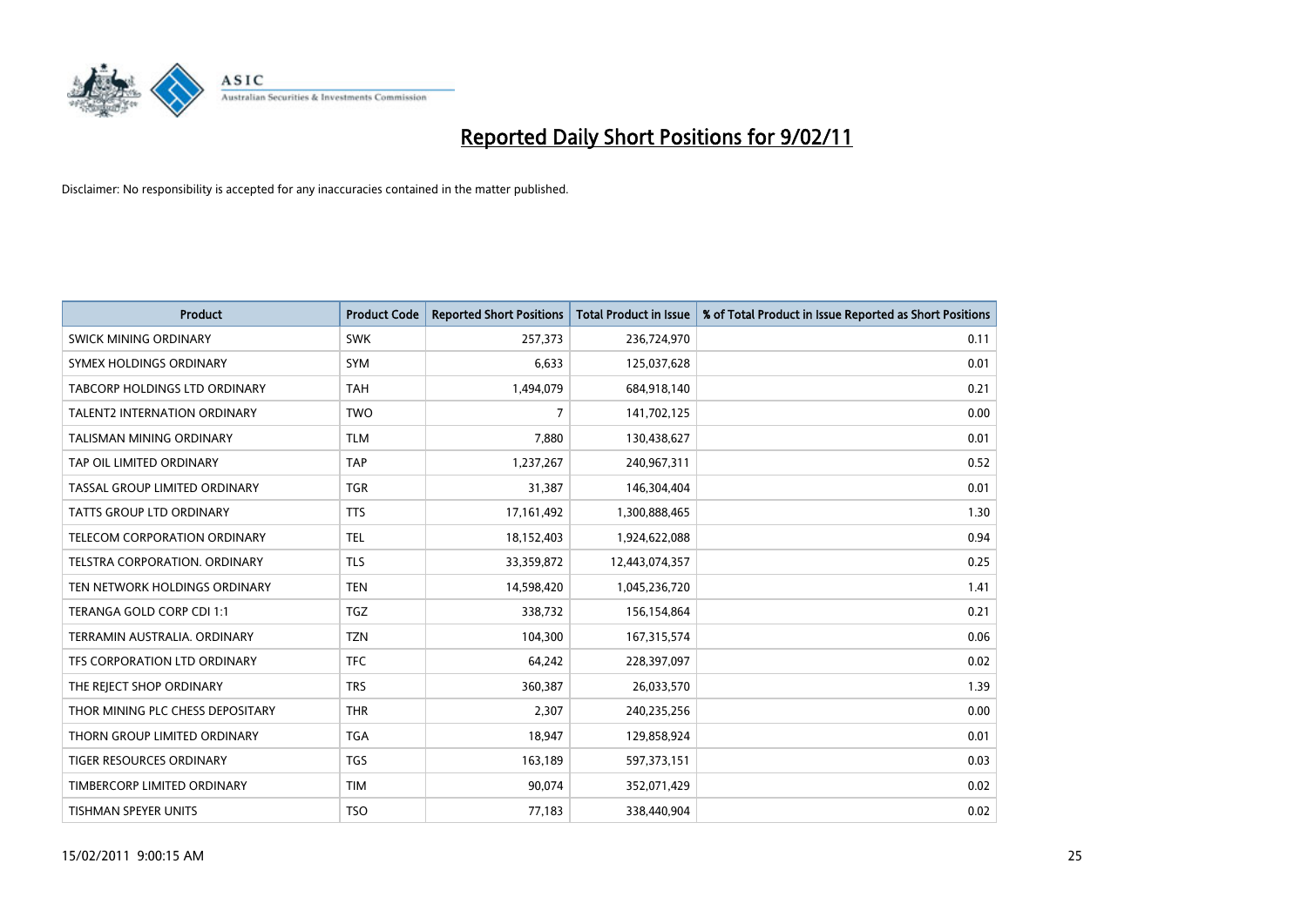# Reported Daily Short Positions for 9/02/11

Disclaimer: No responsibility is accepted for any inaccuracies contained in the matter published.

| Product | Product Code | Reported Short Positions | Total Product in Issue | % of Total Product in Issue Reported as Short Positions |
|---|---|---|---|---|
| SWICK MINING ORDINARY | SWK | 257,373 | 236,724,970 | 0.11 |
| SYMEX HOLDINGS ORDINARY | SYM | 6,633 | 125,037,628 | 0.01 |
| TABCORP HOLDINGS LTD ORDINARY | TAH | 1,494,079 | 684,918,140 | 0.21 |
| TALENT2 INTERNATION ORDINARY | TWO | 7 | 141,702,125 | 0.00 |
| TALISMAN MINING ORDINARY | TLM | 7,880 | 130,438,627 | 0.01 |
| TAP OIL LIMITED ORDINARY | TAP | 1,237,267 | 240,967,311 | 0.52 |
| TASSAL GROUP LIMITED ORDINARY | TGR | 31,387 | 146,304,404 | 0.01 |
| TATTS GROUP LTD ORDINARY | TTS | 17,161,492 | 1,300,888,465 | 1.30 |
| TELECOM CORPORATION ORDINARY | TEL | 18,152,403 | 1,924,622,088 | 0.94 |
| TELSTRA CORPORATION. ORDINARY | TLS | 33,359,872 | 12,443,074,357 | 0.25 |
| TEN NETWORK HOLDINGS ORDINARY | TEN | 14,598,420 | 1,045,236,720 | 1.41 |
| TERANGA GOLD CORP CDI 1:1 | TGZ | 338,732 | 156,154,864 | 0.21 |
| TERRAMIN AUSTRALIA. ORDINARY | TZN | 104,300 | 167,315,574 | 0.06 |
| TFS CORPORATION LTD ORDINARY | TFC | 64,242 | 228,397,097 | 0.02 |
| THE REJECT SHOP ORDINARY | TRS | 360,387 | 26,033,570 | 1.39 |
| THOR MINING PLC CHESS DEPOSITARY | THR | 2,307 | 240,235,256 | 0.00 |
| THORN GROUP LIMITED ORDINARY | TGA | 18,947 | 129,858,924 | 0.01 |
| TIGER RESOURCES ORDINARY | TGS | 163,189 | 597,373,151 | 0.03 |
| TIMBERCORP LIMITED ORDINARY | TIM | 90,074 | 352,071,429 | 0.02 |
| TISHMAN SPEYER UNITS | TSO | 77,183 | 338,440,904 | 0.02 |

15/02/2011 9:00:15 AM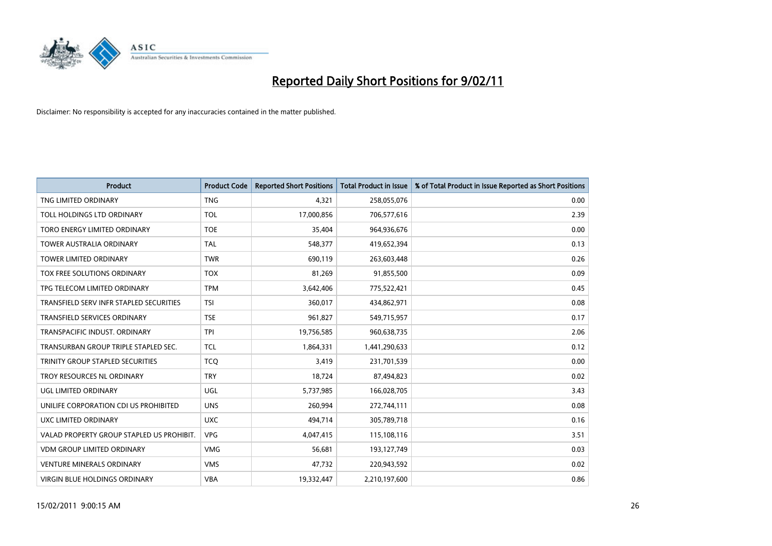# Reported Daily Short Positions for 9/02/11

Disclaimer: No responsibility is accepted for any inaccuracies contained in the matter published.

| Product | Product Code | Reported Short Positions | Total Product in Issue | % of Total Product in Issue Reported as Short Positions |
|---|---|---|---|---|
| TNG LIMITED ORDINARY | TNG | 4,321 | 258,055,076 | 0.00 |
| TOLL HOLDINGS LTD ORDINARY | TOL | 17,000,856 | 706,577,616 | 2.39 |
| TORO ENERGY LIMITED ORDINARY | TOE | 35,404 | 964,936,676 | 0.00 |
| TOWER AUSTRALIA ORDINARY | TAL | 548,377 | 419,652,394 | 0.13 |
| TOWER LIMITED ORDINARY | TWR | 690,119 | 263,603,448 | 0.26 |
| TOX FREE SOLUTIONS ORDINARY | TOX | 81,269 | 91,855,500 | 0.09 |
| TPG TELECOM LIMITED ORDINARY | TPM | 3,642,406 | 775,522,421 | 0.45 |
| TRANSFIELD SERV INFR STAPLED SECURITIES | TSI | 360,017 | 434,862,971 | 0.08 |
| TRANSFIELD SERVICES ORDINARY | TSE | 961,827 | 549,715,957 | 0.17 |
| TRANSPACIFIC INDUST. ORDINARY | TPI | 19,756,585 | 960,638,735 | 2.06 |
| TRANSURBAN GROUP TRIPLE STAPLED SEC. | TCL | 1,864,331 | 1,441,290,633 | 0.12 |
| TRINITY GROUP STAPLED SECURITIES | TCQ | 3,419 | 231,701,539 | 0.00 |
| TROY RESOURCES NL ORDINARY | TRY | 18,724 | 87,494,823 | 0.02 |
| UGL LIMITED ORDINARY | UGL | 5,737,985 | 166,028,705 | 3.43 |
| UNILIFE CORPORATION CDI US PROHIBITED | UNS | 260,994 | 272,744,111 | 0.08 |
| UXC LIMITED ORDINARY | UXC | 494,714 | 305,789,718 | 0.16 |
| VALAD PROPERTY GROUP STAPLED US PROHIBIT. | VPG | 4,047,415 | 115,108,116 | 3.51 |
| VDM GROUP LIMITED ORDINARY | VMG | 56,681 | 193,127,749 | 0.03 |
| VENTURE MINERALS ORDINARY | VMS | 47,732 | 220,943,592 | 0.02 |
| VIRGIN BLUE HOLDINGS ORDINARY | VBA | 19,332,447 | 2,210,197,600 | 0.86 |

15/02/2011 9:00:15 AM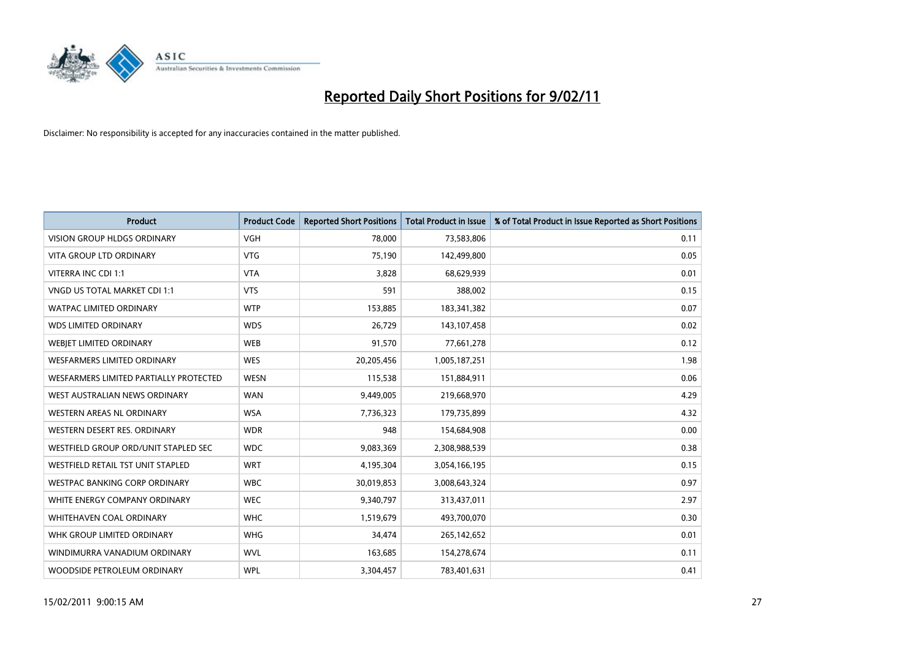# Reported Daily Short Positions for 9/02/11

Disclaimer: No responsibility is accepted for any inaccuracies contained in the matter published.

| Product | Product Code | Reported Short Positions | Total Product in Issue | % of Total Product in Issue Reported as Short Positions |
|---|---|---|---|---|
| VISION GROUP HLDGS ORDINARY | VGH | 78,000 | 73,583,806 | 0.11 |
| VITA GROUP LTD ORDINARY | VTG | 75,190 | 142,499,800 | 0.05 |
| VITERRA INC CDI 1:1 | VTA | 3,828 | 68,629,939 | 0.01 |
| VNGD US TOTAL MARKET CDI 1:1 | VTS | 591 | 388,002 | 0.15 |
| WATPAC LIMITED ORDINARY | WTP | 153,885 | 183,341,382 | 0.07 |
| WDS LIMITED ORDINARY | WDS | 26,729 | 143,107,458 | 0.02 |
| WEBJET LIMITED ORDINARY | WEB | 91,570 | 77,661,278 | 0.12 |
| WESFARMERS LIMITED ORDINARY | WES | 20,205,456 | 1,005,187,251 | 1.98 |
| WESFARMERS LIMITED PARTIALLY PROTECTED | WESN | 115,538 | 151,884,911 | 0.06 |
| WEST AUSTRALIAN NEWS ORDINARY | WAN | 9,449,005 | 219,668,970 | 4.29 |
| WESTERN AREAS NL ORDINARY | WSA | 7,736,323 | 179,735,899 | 4.32 |
| WESTERN DESERT RES. ORDINARY | WDR | 948 | 154,684,908 | 0.00 |
| WESTFIELD GROUP ORD/UNIT STAPLED SEC | WDC | 9,083,369 | 2,308,988,539 | 0.38 |
| WESTFIELD RETAIL TST UNIT STAPLED | WRT | 4,195,304 | 3,054,166,195 | 0.15 |
| WESTPAC BANKING CORP ORDINARY | WBC | 30,019,853 | 3,008,643,324 | 0.97 |
| WHITE ENERGY COMPANY ORDINARY | WEC | 9,340,797 | 313,437,011 | 2.97 |
| WHITEHAVEN COAL ORDINARY | WHC | 1,519,679 | 493,700,070 | 0.30 |
| WHK GROUP LIMITED ORDINARY | WHG | 34,474 | 265,142,652 | 0.01 |
| WINDIMURRA VANADIUM ORDINARY | WVL | 163,685 | 154,278,674 | 0.11 |
| WOODSIDE PETROLEUM ORDINARY | WPL | 3,304,457 | 783,401,631 | 0.41 |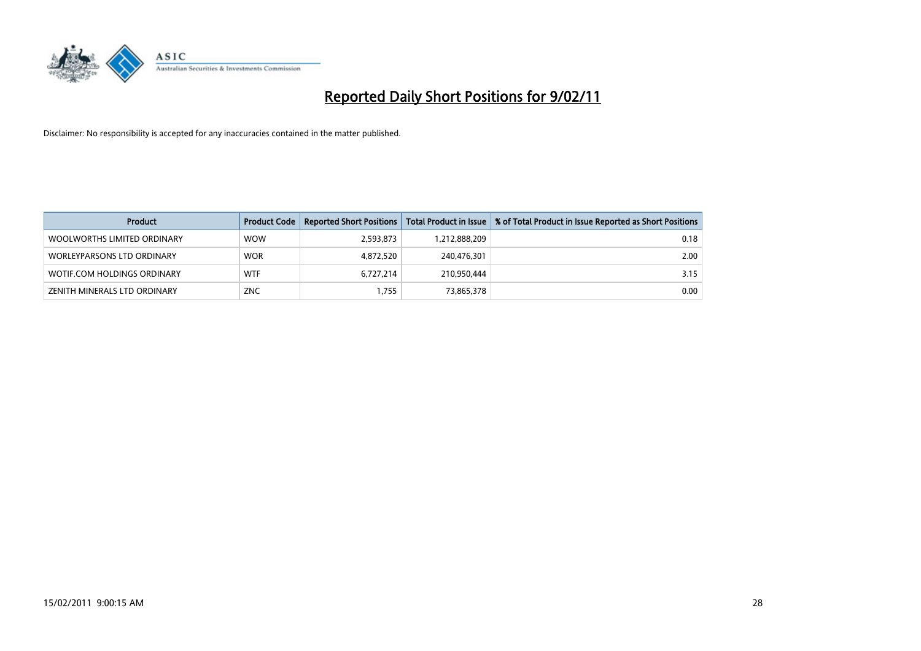# Reported Daily Short Positions for 9/02/11

Disclaimer: No responsibility is accepted for any inaccuracies contained in the matter published.

| Product | Product Code | Reported Short Positions | Total Product in Issue | % of Total Product in Issue Reported as Short Positions |
|---|---|---|---|---|
| WOOLWORTHS LIMITED ORDINARY | WOW | 2,593,873 | 1,212,888,209 | 0.18 |
| WORLEYPARSONS LTD ORDINARY | WOR | 4,872,520 | 240,476,301 | 2.00 |
| WOTIF.COM HOLDINGS ORDINARY | WTF | 6,727,214 | 210,950,444 | 3.15 |
| ZENITH MINERALS LTD ORDINARY | ZNC | 1,755 | 73,865,378 | 0.00 |

15/02/2011 9:00:15 AM